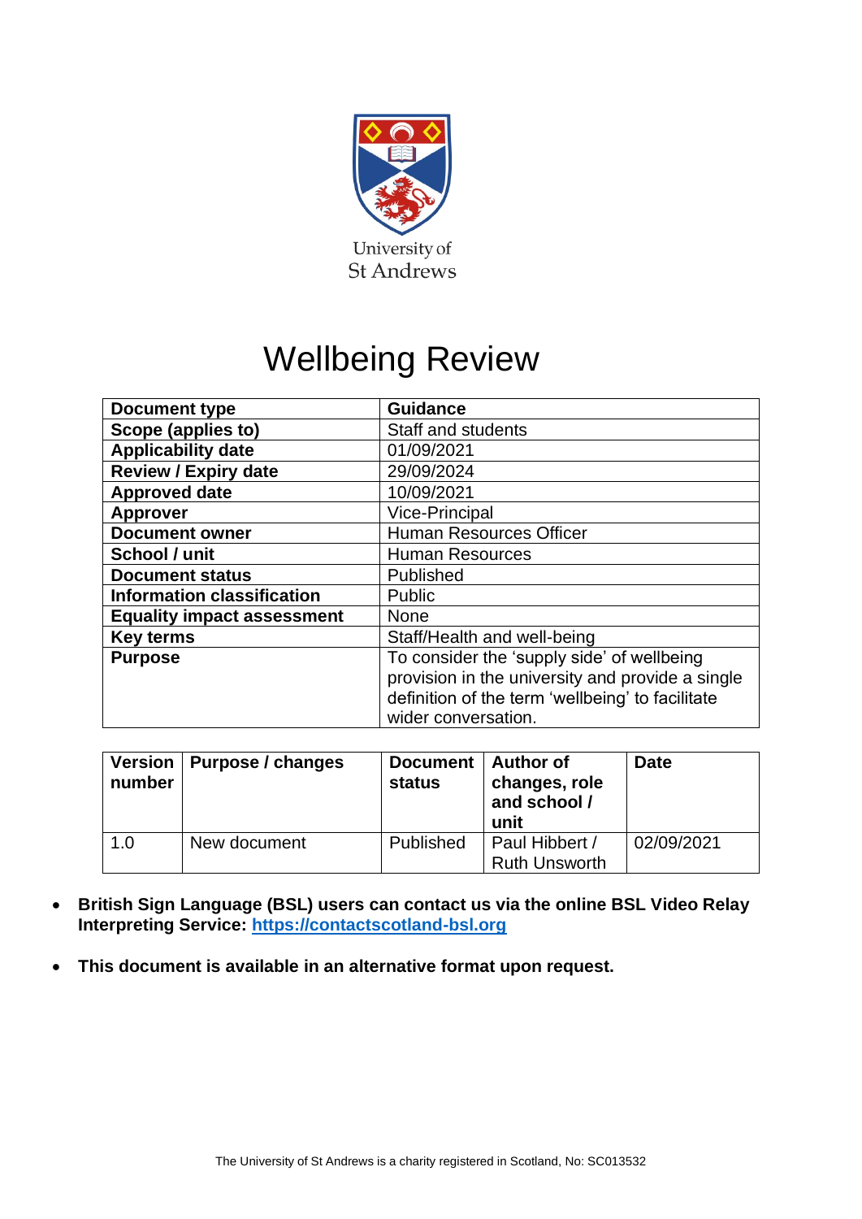University of St Andrews

# Wellbeing Review

| **Document type** | **Guidance** |
|---|---|
| **Scope (applies to)** | Staff and students |
| **Applicability date** | 01/09/2021 |
| **Review / Expiry date** | 29/09/2024 |
| **Approved date** | 10/09/2021 |
| **Approver** | Vice-Principal |
| **Document owner** | Human Resources Officer |
| **School / unit** | Human Resources |
| **Document status** | Published |
| **Information classification** | Public |
| **Equality impact assessment** | None |
| **Key terms** | Staff/Health and well-being |
| **Purpose** | To consider the 'supply side' of wellbeing provision in the university and provide a single definition of the term 'wellbeing' to facilitate wider conversation. |

| **Version number** | **Purpose / changes** | **Document status** | **Author of changes, role and school / unit** | **Date** |
|---|---|---|---|---|
| 1.0 | New document | Published | Paul Hibbert / Ruth Unsworth | 02/09/2021 |

- **British Sign Language (BSL) users can contact us via the online BSL Video Relay Interpreting Service: https://contactscotland-bsl.org**
- **This document is available in an alternative format upon request.**

The University of St Andrews is a charity registered in Scotland, No: SC013532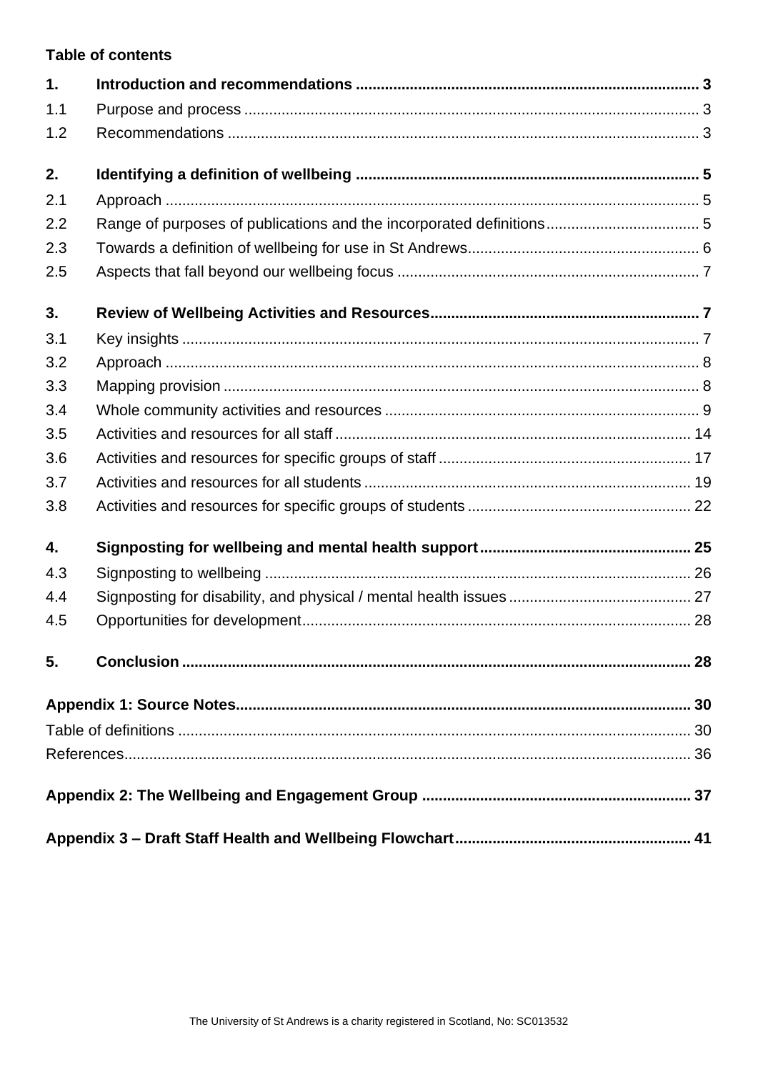**Table of contents**

| | | |
|---|---|---|
| **1.** | **Introduction and recommendations** | **3** |
| 1.1 | Purpose and process | 3 |
| 1.2 | Recommendations | 3 |
| **2.** | **Identifying a definition of wellbeing** | **5** |
| 2.1 | Approach | 5 |
| 2.2 | Range of purposes of publications and the incorporated definitions | 5 |
| 2.3 | Towards a definition of wellbeing for use in St Andrews | 6 |
| 2.5 | Aspects that fall beyond our wellbeing focus | 7 |
| **3.** | **Review of Wellbeing Activities and Resources** | **7** |
| 3.1 | Key insights | 7 |
| 3.2 | Approach | 8 |
| 3.3 | Mapping provision | 8 |
| 3.4 | Whole community activities and resources | 9 |
| 3.5 | Activities and resources for all staff | 14 |
| 3.6 | Activities and resources for specific groups of staff | 17 |
| 3.7 | Activities and resources for all students | 19 |
| 3.8 | Activities and resources for specific groups of students | 22 |
| **4.** | **Signposting for wellbeing and mental health support** | **25** |
| 4.3 | Signposting to wellbeing | 26 |
| 4.4 | Signposting for disability, and physical / mental health issues | 27 |
| 4.5 | Opportunities for development | 28 |
| **5.** | **Conclusion** | **28** |
| **Appendix 1: Source Notes** | | **30** |
| Table of definitions | | 30 |
| References | | 36 |
| **Appendix 2: The Wellbeing and Engagement Group** | | **37** |
| **Appendix 3 – Draft Staff Health and Wellbeing Flowchart** | | **41** |

The University of St Andrews is a charity registered in Scotland, No: SC013532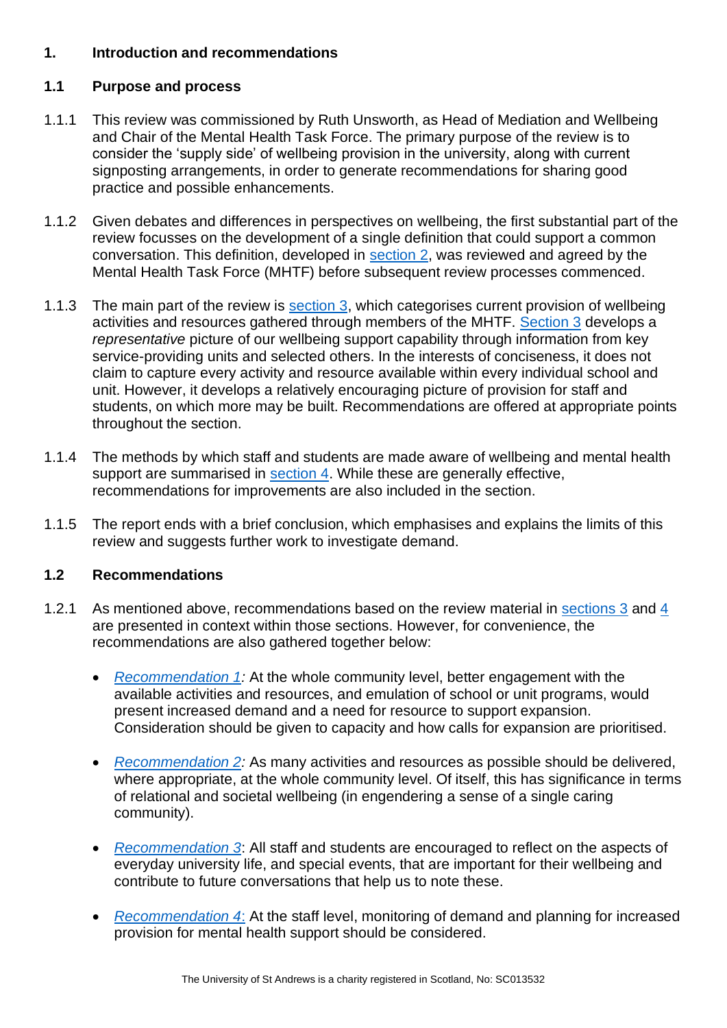# 1. Introduction and recommendations

## 1.1 Purpose and process

1.1.1 This review was commissioned by Ruth Unsworth, as Head of Mediation and Wellbeing and Chair of the Mental Health Task Force. The primary purpose of the review is to consider the 'supply side' of wellbeing provision in the university, along with current signposting arrangements, in order to generate recommendations for sharing good practice and possible enhancements.

1.1.2 Given debates and differences in perspectives on wellbeing, the first substantial part of the review focusses on the development of a single definition that could support a common conversation. This definition, developed in section 2, was reviewed and agreed by the Mental Health Task Force (MHTF) before subsequent review processes commenced.

1.1.3 The main part of the review is section 3, which categorises current provision of wellbeing activities and resources gathered through members of the MHTF. Section 3 develops a *representative* picture of our wellbeing support capability through information from key service-providing units and selected others. In the interests of conciseness, it does not claim to capture every activity and resource available within every individual school and unit. However, it develops a relatively encouraging picture of provision for staff and students, on which more may be built. Recommendations are offered at appropriate points throughout the section.

1.1.4 The methods by which staff and students are made aware of wellbeing and mental health support are summarised in section 4. While these are generally effective, recommendations for improvements are also included in the section.

1.1.5 The report ends with a brief conclusion, which emphasises and explains the limits of this review and suggests further work to investigate demand.

## 1.2 Recommendations

1.2.1 As mentioned above, recommendations based on the review material in sections 3 and 4 are presented in context within those sections. However, for convenience, the recommendations are also gathered together below:

- *Recommendation 1:* At the whole community level, better engagement with the available activities and resources, and emulation of school or unit programs, would present increased demand and a need for resource to support expansion. Consideration should be given to capacity and how calls for expansion are prioritised.
- *Recommendation 2:* As many activities and resources as possible should be delivered, where appropriate, at the whole community level. Of itself, this has significance in terms of relational and societal wellbeing (in engendering a sense of a single caring community).
- *Recommendation 3*: All staff and students are encouraged to reflect on the aspects of everyday university life, and special events, that are important for their wellbeing and contribute to future conversations that help us to note these.
- *Recommendation 4*: At the staff level, monitoring of demand and planning for increased provision for mental health support should be considered.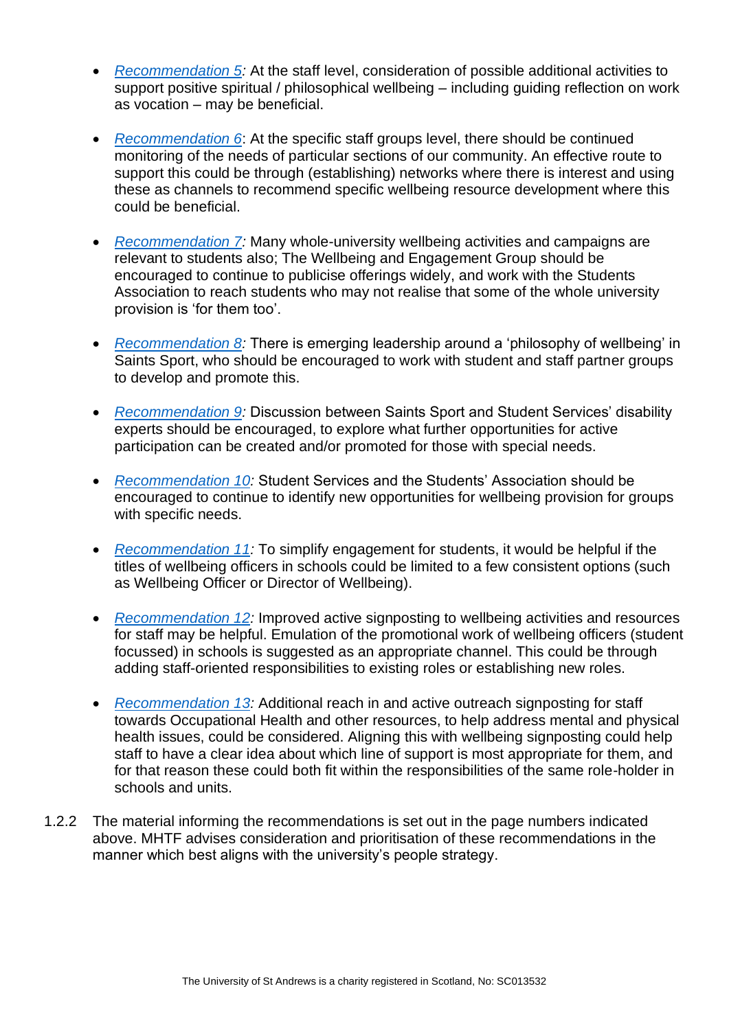- *Recommendation 5:* At the staff level, consideration of possible additional activities to support positive spiritual / philosophical wellbeing – including guiding reflection on work as vocation – may be beneficial.

- *Recommendation 6*: At the specific staff groups level, there should be continued monitoring of the needs of particular sections of our community. An effective route to support this could be through (establishing) networks where there is interest and using these as channels to recommend specific wellbeing resource development where this could be beneficial.

- *Recommendation 7:* Many whole-university wellbeing activities and campaigns are relevant to students also; The Wellbeing and Engagement Group should be encouraged to continue to publicise offerings widely, and work with the Students Association to reach students who may not realise that some of the whole university provision is 'for them too'.

- *Recommendation 8:* There is emerging leadership around a 'philosophy of wellbeing' in Saints Sport, who should be encouraged to work with student and staff partner groups to develop and promote this.

- *Recommendation 9:* Discussion between Saints Sport and Student Services' disability experts should be encouraged, to explore what further opportunities for active participation can be created and/or promoted for those with special needs.

- *Recommendation 10:* Student Services and the Students' Association should be encouraged to continue to identify new opportunities for wellbeing provision for groups with specific needs.

- *Recommendation 11:* To simplify engagement for students, it would be helpful if the titles of wellbeing officers in schools could be limited to a few consistent options (such as Wellbeing Officer or Director of Wellbeing).

- *Recommendation 12:* Improved active signposting to wellbeing activities and resources for staff may be helpful. Emulation of the promotional work of wellbeing officers (student focussed) in schools is suggested as an appropriate channel. This could be through adding staff-oriented responsibilities to existing roles or establishing new roles.

- *Recommendation 13:* Additional reach in and active outreach signposting for staff towards Occupational Health and other resources, to help address mental and physical health issues, could be considered. Aligning this with wellbeing signposting could help staff to have a clear idea about which line of support is most appropriate for them, and for that reason these could both fit within the responsibilities of the same role-holder in schools and units.

1.2.2 The material informing the recommendations is set out in the page numbers indicated above. MHTF advises consideration and prioritisation of these recommendations in the manner which best aligns with the university's people strategy.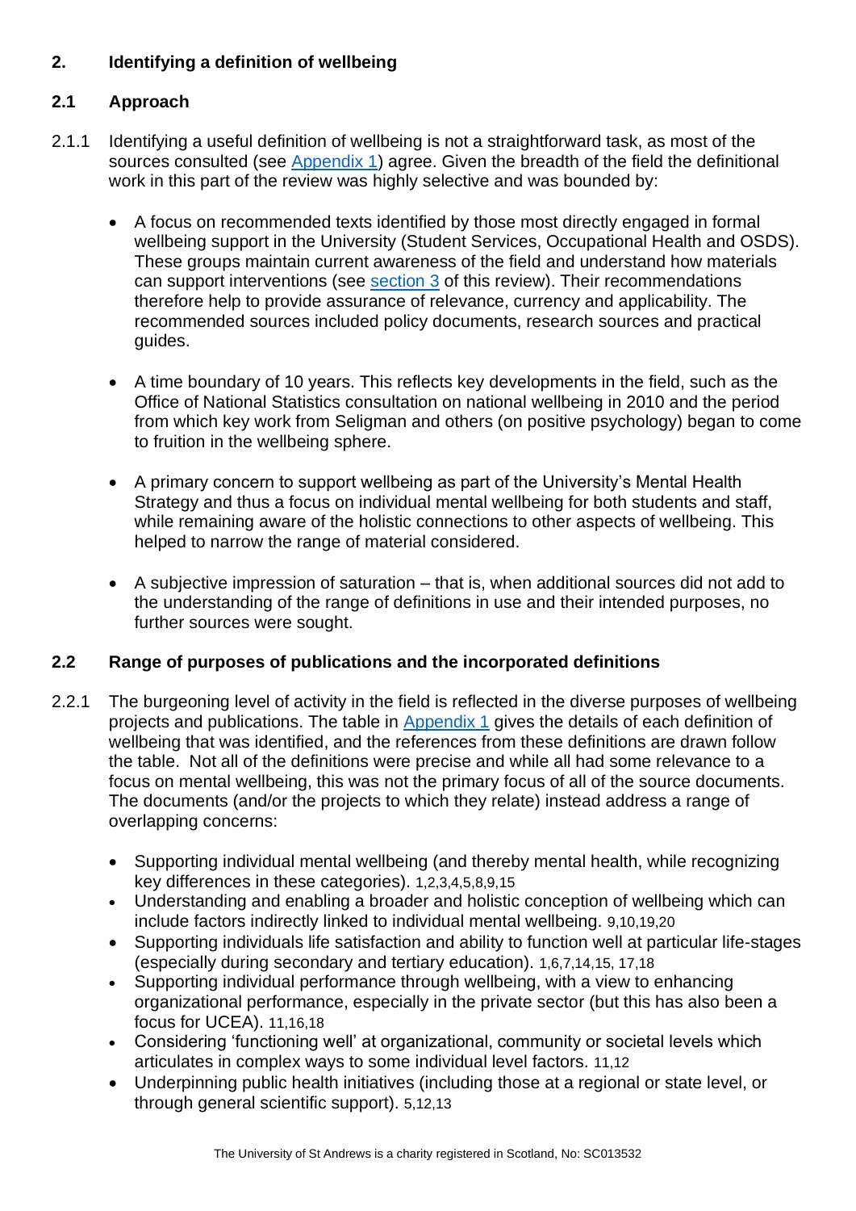## 2. Identifying a definition of wellbeing

### 2.1 Approach

2.1.1 Identifying a useful definition of wellbeing is not a straightforward task, as most of the sources consulted (see Appendix 1) agree. Given the breadth of the field the definitional work in this part of the review was highly selective and was bounded by:

- A focus on recommended texts identified by those most directly engaged in formal wellbeing support in the University (Student Services, Occupational Health and OSDS). These groups maintain current awareness of the field and understand how materials can support interventions (see section 3 of this review). Their recommendations therefore help to provide assurance of relevance, currency and applicability. The recommended sources included policy documents, research sources and practical guides.

- A time boundary of 10 years. This reflects key developments in the field, such as the Office of National Statistics consultation on national wellbeing in 2010 and the period from which key work from Seligman and others (on positive psychology) began to come to fruition in the wellbeing sphere.

- A primary concern to support wellbeing as part of the University's Mental Health Strategy and thus a focus on individual mental wellbeing for both students and staff, while remaining aware of the holistic connections to other aspects of wellbeing. This helped to narrow the range of material considered.

- A subjective impression of saturation – that is, when additional sources did not add to the understanding of the range of definitions in use and their intended purposes, no further sources were sought.

### 2.2 Range of purposes of publications and the incorporated definitions

2.2.1 The burgeoning level of activity in the field is reflected in the diverse purposes of wellbeing projects and publications. The table in Appendix 1 gives the details of each definition of wellbeing that was identified, and the references from these definitions are drawn follow the table. Not all of the definitions were precise and while all had some relevance to a focus on mental wellbeing, this was not the primary focus of all of the source documents. The documents (and/or the projects to which they relate) instead address a range of overlapping concerns:

- Supporting individual mental wellbeing (and thereby mental health, while recognizing key differences in these categories). [1,2,3,4,5,8,9,15]
- Understanding and enabling a broader and holistic conception of wellbeing which can include factors indirectly linked to individual mental wellbeing. [9,10,19,20]
- Supporting individuals life satisfaction and ability to function well at particular life-stages (especially during secondary and tertiary education). [1,6,7,14,15, 17,18]
- Supporting individual performance through wellbeing, with a view to enhancing organizational performance, especially in the private sector (but this has also been a focus for UCEA). [11,16,18]
- Considering 'functioning well' at organizational, community or societal levels which articulates in complex ways to some individual level factors. [11,12]
- Underpinning public health initiatives (including those at a regional or state level, or through general scientific support). [5,12,13]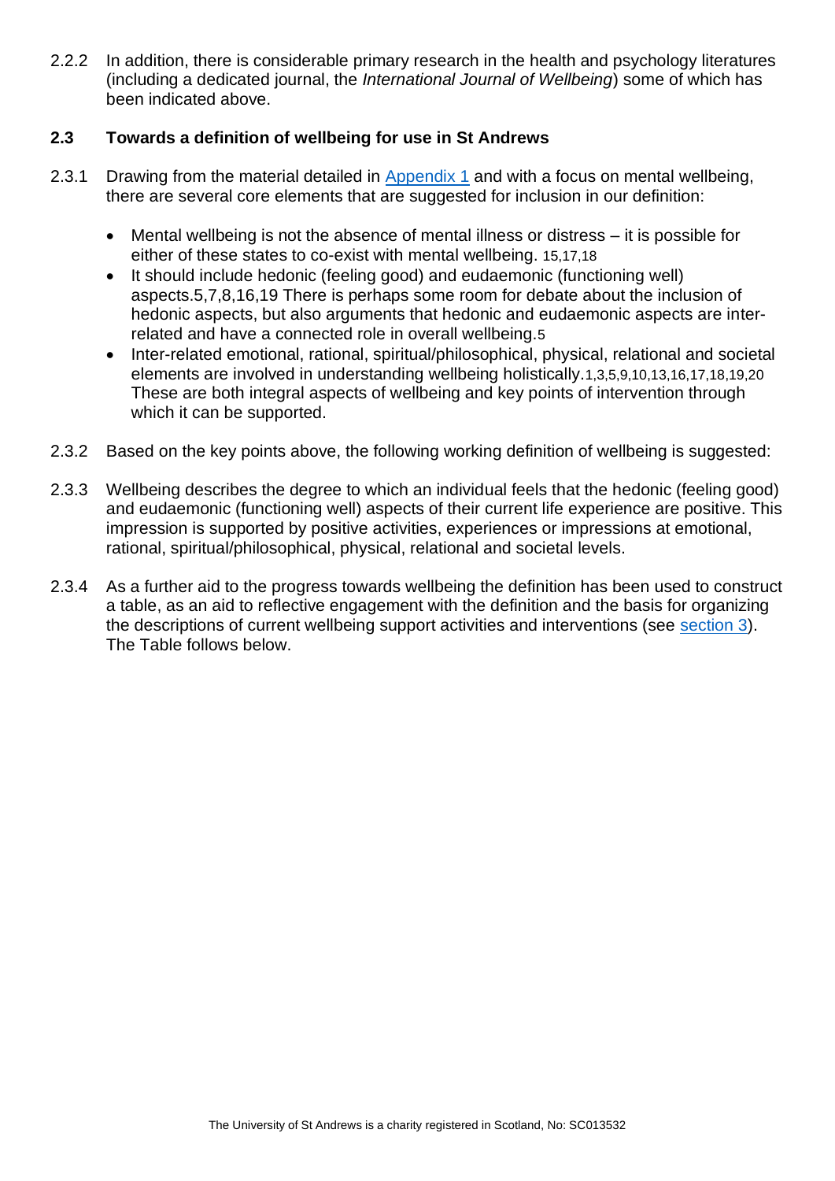2.2.2 In addition, there is considerable primary research in the health and psychology literatures (including a dedicated journal, the *International Journal of Wellbeing*) some of which has been indicated above.

## 2.3 Towards a definition of wellbeing for use in St Andrews

2.3.1 Drawing from the material detailed in Appendix 1 and with a focus on mental wellbeing, there are several core elements that are suggested for inclusion in our definition:

- Mental wellbeing is not the absence of mental illness or distress – it is possible for either of these states to co-exist with mental wellbeing. [15,17,18]
- It should include hedonic (feeling good) and eudaemonic (functioning well) aspects.[5,7,8,16,19] There is perhaps some room for debate about the inclusion of hedonic aspects, but also arguments that hedonic and eudaemonic aspects are inter-related and have a connected role in overall wellbeing.[5]
- Inter-related emotional, rational, spiritual/philosophical, physical, relational and societal elements are involved in understanding wellbeing holistically.[1,3,5,9,10,13,16,17,18,19,20] These are both integral aspects of wellbeing and key points of intervention through which it can be supported.

2.3.2 Based on the key points above, the following working definition of wellbeing is suggested:

2.3.3 Wellbeing describes the degree to which an individual feels that the hedonic (feeling good) and eudaemonic (functioning well) aspects of their current life experience are positive. This impression is supported by positive activities, experiences or impressions at emotional, rational, spiritual/philosophical, physical, relational and societal levels.

2.3.4 As a further aid to the progress towards wellbeing the definition has been used to construct a table, as an aid to reflective engagement with the definition and the basis for organizing the descriptions of current wellbeing support activities and interventions (see section 3). The Table follows below.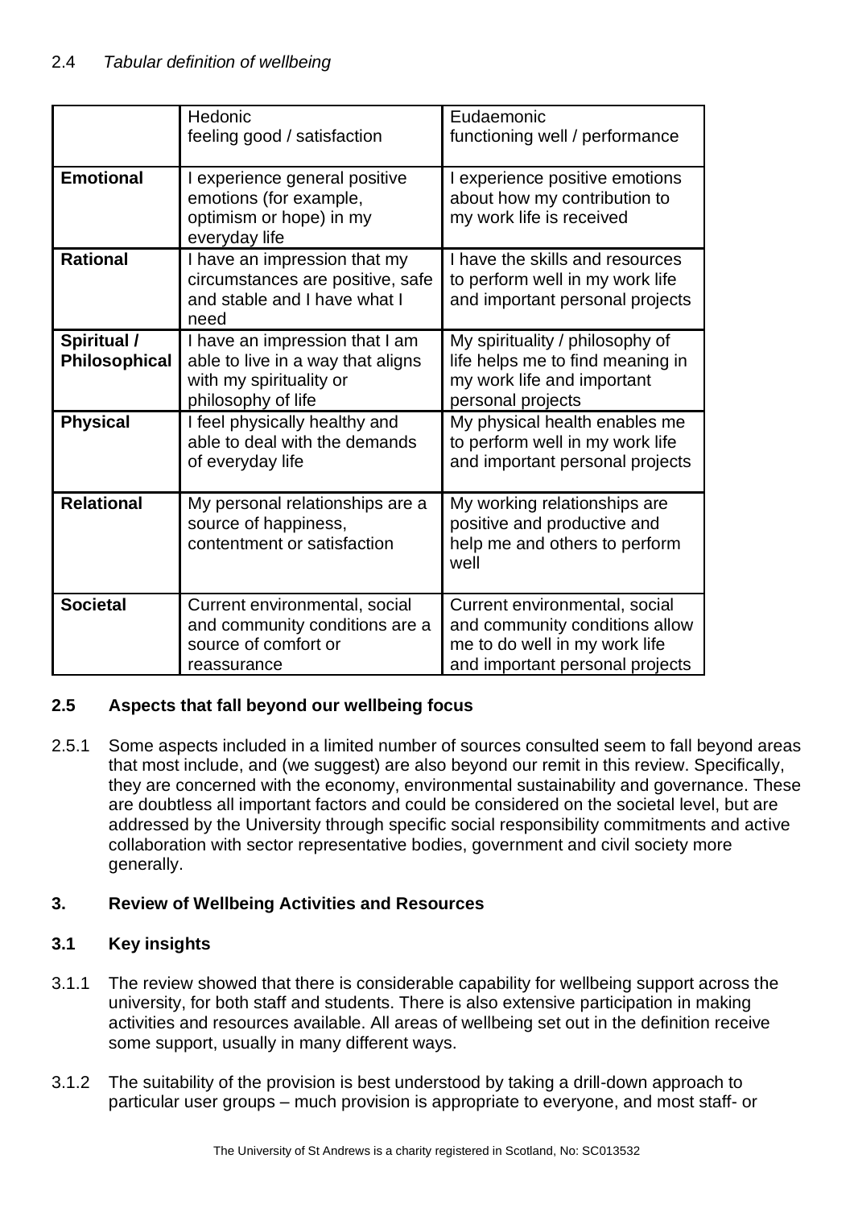### 2.4 *Tabular definition of wellbeing*

| | Hedonic<br>feeling good / satisfaction | Eudaemonic<br>functioning well / performance |
|---|---|---|
| **Emotional** | I experience general positive emotions (for example, optimism or hope) in my everyday life | I experience positive emotions about how my contribution to my work life is received |
| **Rational** | I have an impression that my circumstances are positive, safe and stable and I have what I need | I have the skills and resources to perform well in my work life and important personal projects |
| **Spiritual / Philosophical** | I have an impression that I am able to live in a way that aligns with my spirituality or philosophy of life | My spirituality / philosophy of life helps me to find meaning in my work life and important personal projects |
| **Physical** | I feel physically healthy and able to deal with the demands of everyday life | My physical health enables me to perform well in my work life and important personal projects |
| **Relational** | My personal relationships are a source of happiness, contentment or satisfaction | My working relationships are positive and productive and help me and others to perform well |
| **Societal** | Current environmental, social and community conditions are a source of comfort or reassurance | Current environmental, social and community conditions allow me to do well in my work life and important personal projects |

### 2.5 Aspects that fall beyond our wellbeing focus

2.5.1 Some aspects included in a limited number of sources consulted seem to fall beyond areas that most include, and (we suggest) are also beyond our remit in this review. Specifically, they are concerned with the economy, environmental sustainability and governance. These are doubtless all important factors and could be considered on the societal level, but are addressed by the University through specific social responsibility commitments and active collaboration with sector representative bodies, government and civil society more generally.

## 3. Review of Wellbeing Activities and Resources

### 3.1 Key insights

3.1.1 The review showed that there is considerable capability for wellbeing support across the university, for both staff and students. There is also extensive participation in making activities and resources available. All areas of wellbeing set out in the definition receive some support, usually in many different ways.

3.1.2 The suitability of the provision is best understood by taking a drill-down approach to particular user groups – much provision is appropriate to everyone, and most staff- or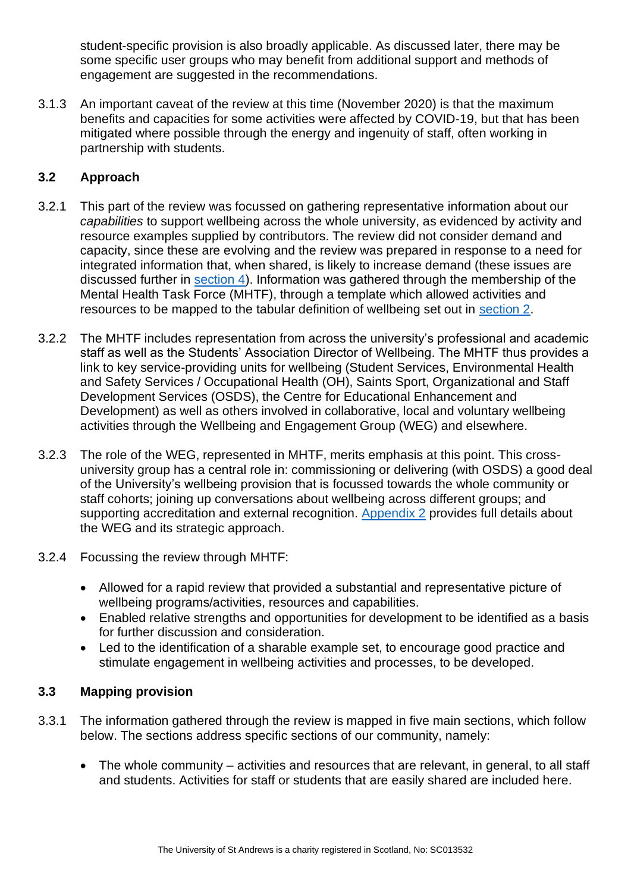student-specific provision is also broadly applicable. As discussed later, there may be some specific user groups who may benefit from additional support and methods of engagement are suggested in the recommendations.

3.1.3 An important caveat of the review at this time (November 2020) is that the maximum benefits and capacities for some activities were affected by COVID-19, but that has been mitigated where possible through the energy and ingenuity of staff, often working in partnership with students.

### 3.2 Approach

3.2.1 This part of the review was focussed on gathering representative information about our *capabilities* to support wellbeing across the whole university, as evidenced by activity and resource examples supplied by contributors. The review did not consider demand and capacity, since these are evolving and the review was prepared in response to a need for integrated information that, when shared, is likely to increase demand (these issues are discussed further in section 4). Information was gathered through the membership of the Mental Health Task Force (MHTF), through a template which allowed activities and resources to be mapped to the tabular definition of wellbeing set out in section 2.

3.2.2 The MHTF includes representation from across the university's professional and academic staff as well as the Students' Association Director of Wellbeing. The MHTF thus provides a link to key service-providing units for wellbeing (Student Services, Environmental Health and Safety Services / Occupational Health (OH), Saints Sport, Organizational and Staff Development Services (OSDS), the Centre for Educational Enhancement and Development) as well as others involved in collaborative, local and voluntary wellbeing activities through the Wellbeing and Engagement Group (WEG) and elsewhere.

3.2.3 The role of the WEG, represented in MHTF, merits emphasis at this point. This cross-university group has a central role in: commissioning or delivering (with OSDS) a good deal of the University's wellbeing provision that is focussed towards the whole community or staff cohorts; joining up conversations about wellbeing across different groups; and supporting accreditation and external recognition. Appendix 2 provides full details about the WEG and its strategic approach.

3.2.4 Focussing the review through MHTF:

- Allowed for a rapid review that provided a substantial and representative picture of wellbeing programs/activities, resources and capabilities.
- Enabled relative strengths and opportunities for development to be identified as a basis for further discussion and consideration.
- Led to the identification of a sharable example set, to encourage good practice and stimulate engagement in wellbeing activities and processes, to be developed.

### 3.3 Mapping provision

3.3.1 The information gathered through the review is mapped in five main sections, which follow below. The sections address specific sections of our community, namely:

- The whole community – activities and resources that are relevant, in general, to all staff and students. Activities for staff or students that are easily shared are included here.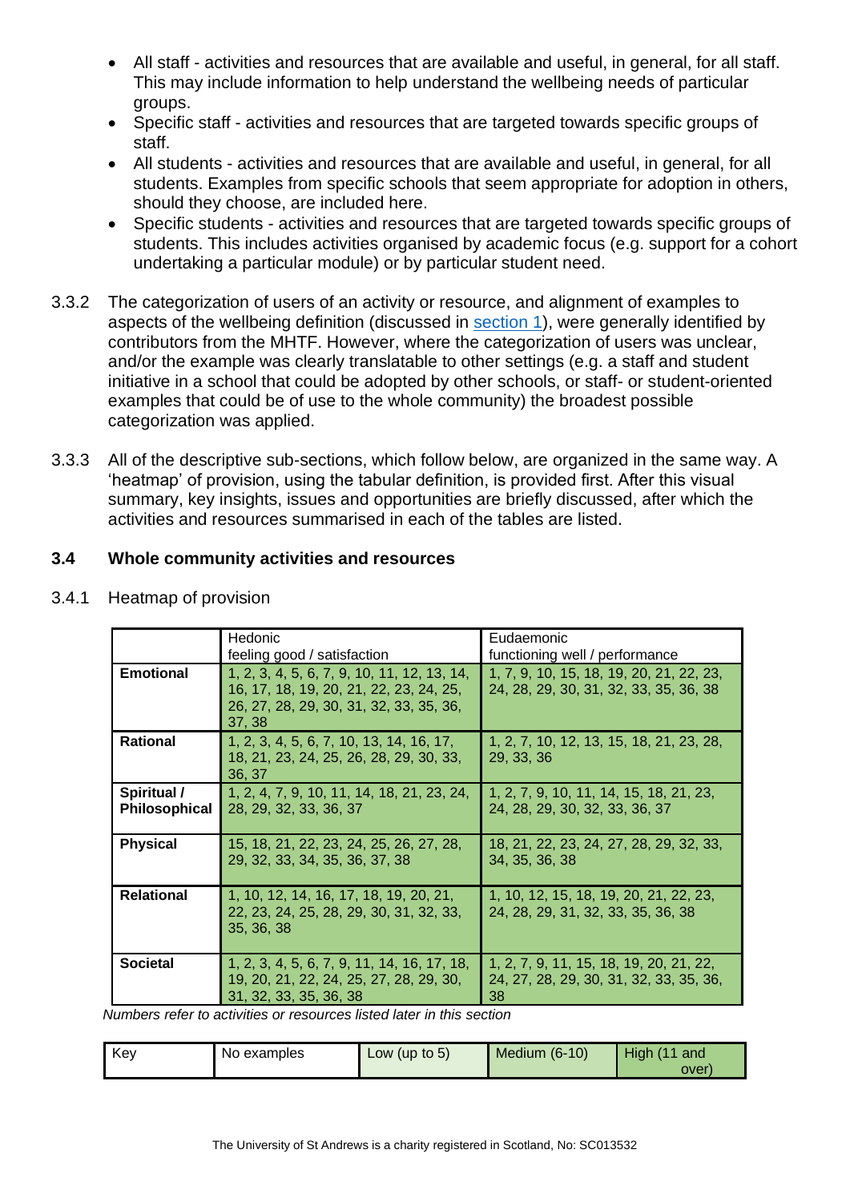- All staff - activities and resources that are available and useful, in general, for all staff. This may include information to help understand the wellbeing needs of particular groups.
- Specific staff - activities and resources that are targeted towards specific groups of staff.
- All students - activities and resources that are available and useful, in general, for all students. Examples from specific schools that seem appropriate for adoption in others, should they choose, are included here.
- Specific students - activities and resources that are targeted towards specific groups of students. This includes activities organised by academic focus (e.g. support for a cohort undertaking a particular module) or by particular student need.

3.3.2 The categorization of users of an activity or resource, and alignment of examples to aspects of the wellbeing definition (discussed in section 1), were generally identified by contributors from the MHTF. However, where the categorization of users was unclear, and/or the example was clearly translatable to other settings (e.g. a staff and student initiative in a school that could be adopted by other schools, or staff- or student-oriented examples that could be of use to the whole community) the broadest possible categorization was applied.

3.3.3 All of the descriptive sub-sections, which follow below, are organized in the same way. A 'heatmap' of provision, using the tabular definition, is provided first. After this visual summary, key insights, issues and opportunities are briefly discussed, after which the activities and resources summarised in each of the tables are listed.

### 3.4 Whole community activities and resources

3.4.1 Heatmap of provision

| | Hedonic<br>feeling good / satisfaction | Eudaemonic<br>functioning well / performance |
|---|---|---|
| **Emotional** | 1, 2, 3, 4, 5, 6, 7, 9, 10, 11, 12, 13, 14, 16, 17, 18, 19, 20, 21, 22, 23, 24, 25, 26, 27, 28, 29, 30, 31, 32, 33, 35, 36, 37, 38 | 1, 7, 9, 10, 15, 18, 19, 20, 21, 22, 23, 24, 28, 29, 30, 31, 32, 33, 35, 36, 38 |
| **Rational** | 1, 2, 3, 4, 5, 6, 7, 10, 13, 14, 16, 17, 18, 21, 23, 24, 25, 26, 28, 29, 30, 33, 36, 37 | 1, 2, 7, 10, 12, 13, 15, 18, 21, 23, 28, 29, 33, 36 |
| **Spiritual / Philosophical** | 1, 2, 4, 7, 9, 10, 11, 14, 18, 21, 23, 24, 28, 29, 32, 33, 36, 37 | 1, 2, 7, 9, 10, 11, 14, 15, 18, 21, 23, 24, 28, 29, 30, 32, 33, 36, 37 |
| **Physical** | 15, 18, 21, 22, 23, 24, 25, 26, 27, 28, 29, 32, 33, 34, 35, 36, 37, 38 | 18, 21, 22, 23, 24, 27, 28, 29, 32, 33, 34, 35, 36, 38 |
| **Relational** | 1, 10, 12, 14, 16, 17, 18, 19, 20, 21, 22, 23, 24, 25, 28, 29, 30, 31, 32, 33, 35, 36, 38 | 1, 10, 12, 15, 18, 19, 20, 21, 22, 23, 24, 28, 29, 31, 32, 33, 35, 36, 38 |
| **Societal** | 1, 2, 3, 4, 5, 6, 7, 9, 11, 14, 16, 17, 18, 19, 20, 21, 22, 24, 25, 27, 28, 29, 30, 31, 32, 33, 35, 36, 38 | 1, 2, 7, 9, 11, 15, 18, 19, 20, 21, 22, 24, 27, 28, 29, 30, 31, 32, 33, 35, 36, 38 |

*Numbers refer to activities or resources listed later in this section*

| Key | No examples | Low (up to 5) | Medium (6-10) | High (11 and over) |
|---|---|---|---|---|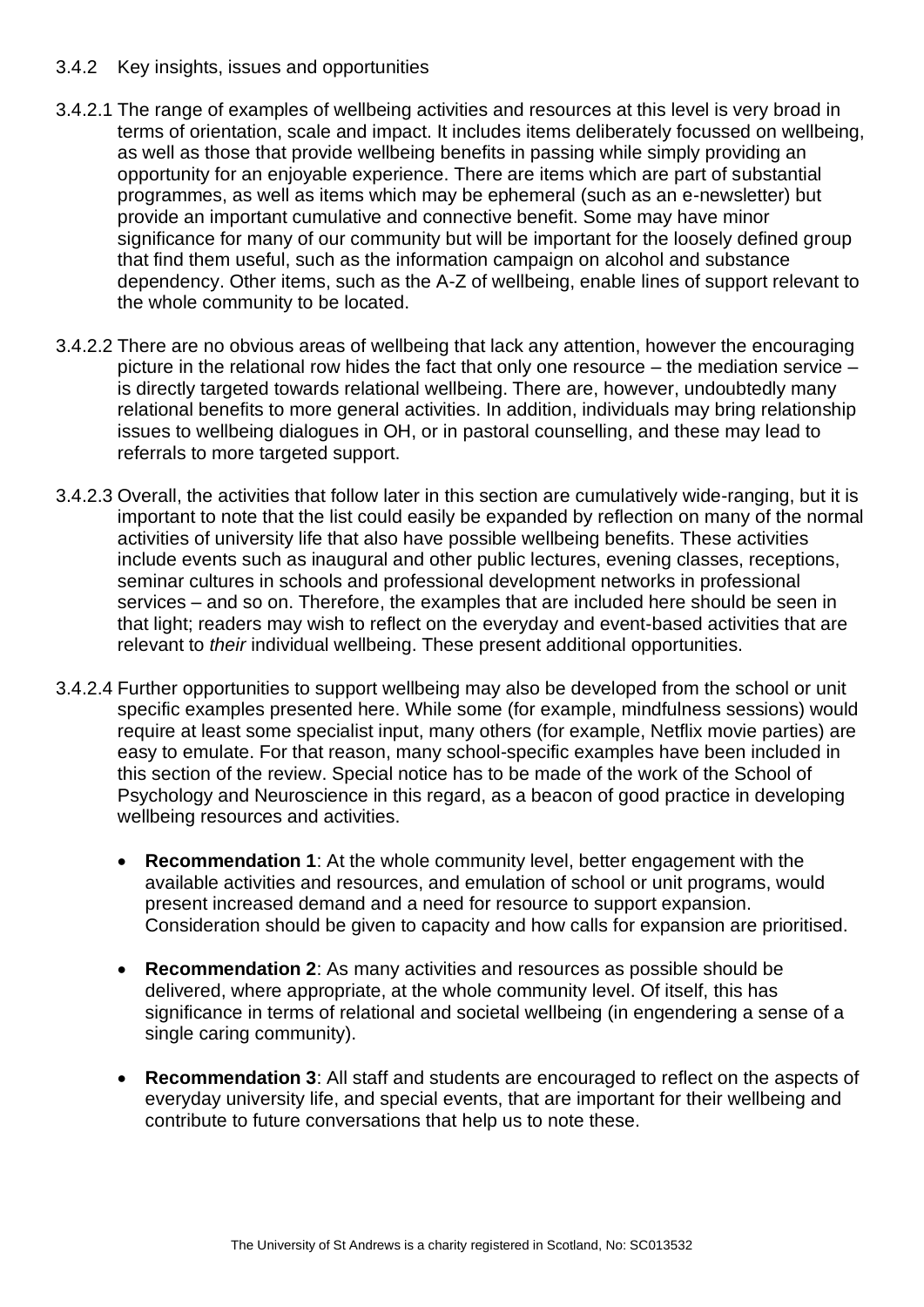### 3.4.2 Key insights, issues and opportunities

3.4.2.1 The range of examples of wellbeing activities and resources at this level is very broad in terms of orientation, scale and impact. It includes items deliberately focussed on wellbeing, as well as those that provide wellbeing benefits in passing while simply providing an opportunity for an enjoyable experience. There are items which are part of substantial programmes, as well as items which may be ephemeral (such as an e-newsletter) but provide an important cumulative and connective benefit. Some may have minor significance for many of our community but will be important for the loosely defined group that find them useful, such as the information campaign on alcohol and substance dependency. Other items, such as the A-Z of wellbeing, enable lines of support relevant to the whole community to be located.

3.4.2.2 There are no obvious areas of wellbeing that lack any attention, however the encouraging picture in the relational row hides the fact that only one resource – the mediation service – is directly targeted towards relational wellbeing. There are, however, undoubtedly many relational benefits to more general activities. In addition, individuals may bring relationship issues to wellbeing dialogues in OH, or in pastoral counselling, and these may lead to referrals to more targeted support.

3.4.2.3 Overall, the activities that follow later in this section are cumulatively wide-ranging, but it is important to note that the list could easily be expanded by reflection on many of the normal activities of university life that also have possible wellbeing benefits. These activities include events such as inaugural and other public lectures, evening classes, receptions, seminar cultures in schools and professional development networks in professional services – and so on. Therefore, the examples that are included here should be seen in that light; readers may wish to reflect on the everyday and event-based activities that are relevant to *their* individual wellbeing. These present additional opportunities.

3.4.2.4 Further opportunities to support wellbeing may also be developed from the school or unit specific examples presented here. While some (for example, mindfulness sessions) would require at least some specialist input, many others (for example, Netflix movie parties) are easy to emulate. For that reason, many school-specific examples have been included in this section of the review. Special notice has to be made of the work of the School of Psychology and Neuroscience in this regard, as a beacon of good practice in developing wellbeing resources and activities.

- **Recommendation 1**: At the whole community level, better engagement with the available activities and resources, and emulation of school or unit programs, would present increased demand and a need for resource to support expansion. Consideration should be given to capacity and how calls for expansion are prioritised.
- **Recommendation 2**: As many activities and resources as possible should be delivered, where appropriate, at the whole community level. Of itself, this has significance in terms of relational and societal wellbeing (in engendering a sense of a single caring community).
- **Recommendation 3**: All staff and students are encouraged to reflect on the aspects of everyday university life, and special events, that are important for their wellbeing and contribute to future conversations that help us to note these.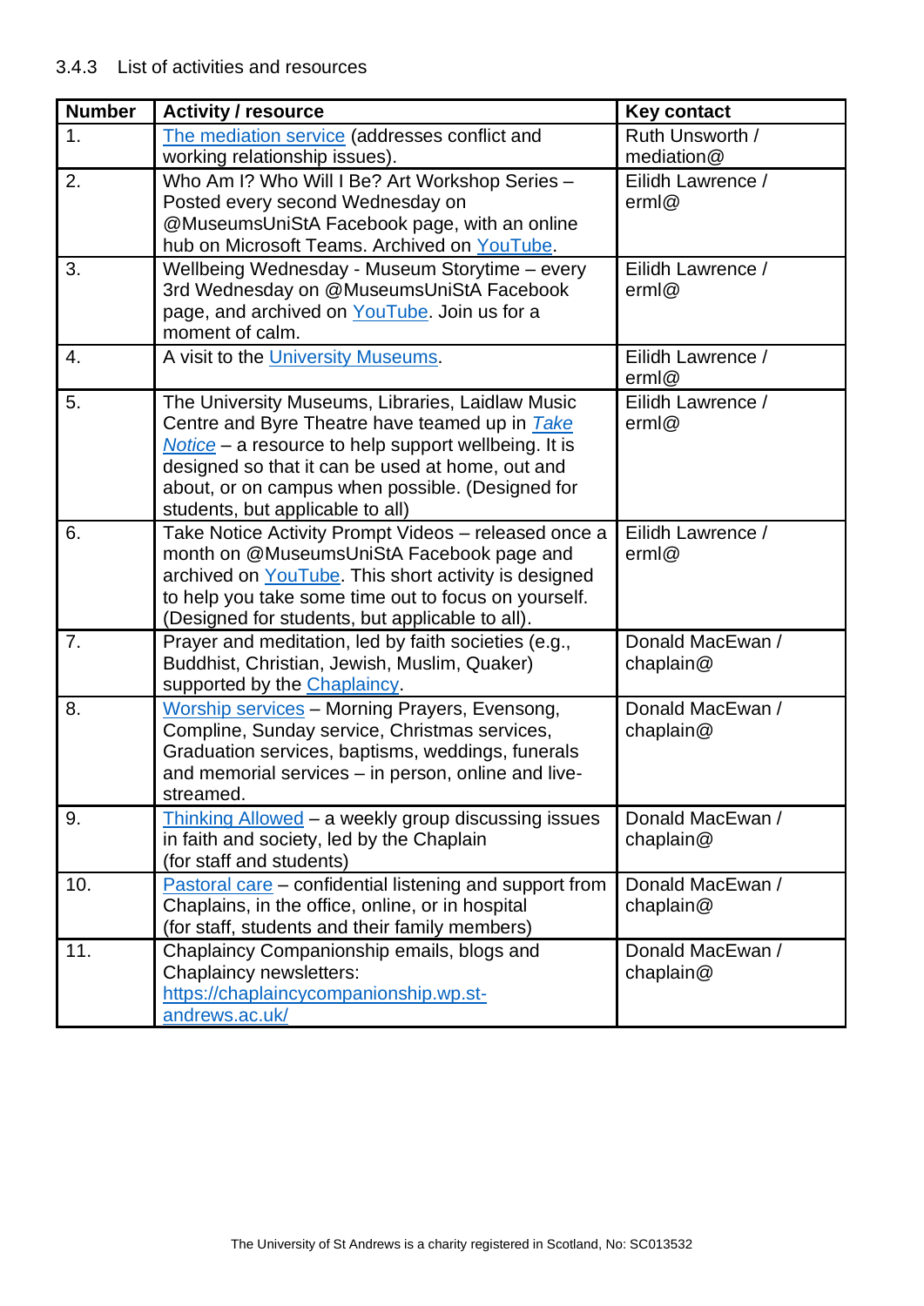3.4.3 List of activities and resources

| Number | Activity / resource | Key contact |
|---|---|---|
| 1. | The mediation service (addresses conflict and working relationship issues). | Ruth Unsworth / mediation@ |
| 2. | Who Am I? Who Will I Be? Art Workshop Series – Posted every second Wednesday on @MuseumsUniStA Facebook page, with an online hub on Microsoft Teams. Archived on YouTube. | Eilidh Lawrence / erml@ |
| 3. | Wellbeing Wednesday - Museum Storytime – every 3rd Wednesday on @MuseumsUniStA Facebook page, and archived on YouTube. Join us for a moment of calm. | Eilidh Lawrence / erml@ |
| 4. | A visit to the University Museums. | Eilidh Lawrence / erml@ |
| 5. | The University Museums, Libraries, Laidlaw Music Centre and Byre Theatre have teamed up in *Take Notice* – a resource to help support wellbeing. It is designed so that it can be used at home, out and about, or on campus when possible. (Designed for students, but applicable to all) | Eilidh Lawrence / erml@ |
| 6. | Take Notice Activity Prompt Videos – released once a month on @MuseumsUniStA Facebook page and archived on YouTube. This short activity is designed to help you take some time out to focus on yourself. (Designed for students, but applicable to all). | Eilidh Lawrence / erml@ |
| 7. | Prayer and meditation, led by faith societies (e.g., Buddhist, Christian, Jewish, Muslim, Quaker) supported by the Chaplaincy. | Donald MacEwan / chaplain@ |
| 8. | Worship services – Morning Prayers, Evensong, Compline, Sunday service, Christmas services, Graduation services, baptisms, weddings, funerals and memorial services – in person, online and live-streamed. | Donald MacEwan / chaplain@ |
| 9. | Thinking Allowed – a weekly group discussing issues in faith and society, led by the Chaplain (for staff and students) | Donald MacEwan / chaplain@ |
| 10. | Pastoral care – confidential listening and support from Chaplains, in the office, online, or in hospital (for staff, students and their family members) | Donald MacEwan / chaplain@ |
| 11. | Chaplaincy Companionship emails, blogs and Chaplaincy newsletters: https://chaplaincycompanionship.wp.st-andrews.ac.uk/ | Donald MacEwan / chaplain@ |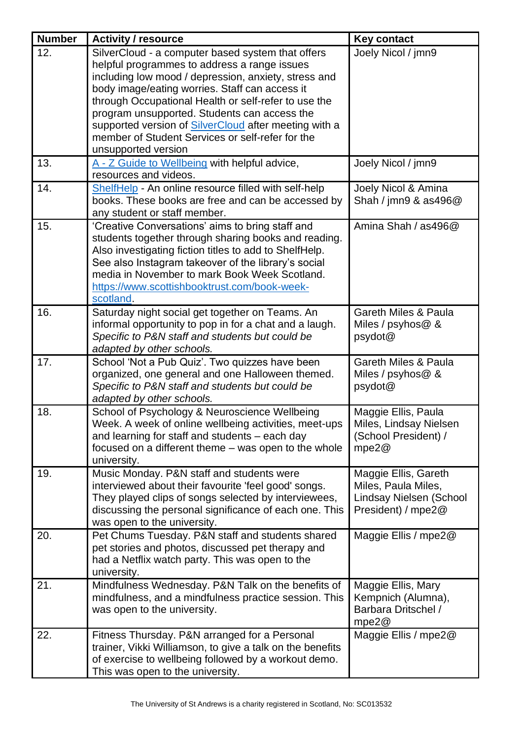| Number | Activity / resource | Key contact |
|---|---|---|
| 12. | SilverCloud - a computer based system that offers helpful programmes to address a range issues including low mood / depression, anxiety, stress and body image/eating worries. Staff can access it through Occupational Health or self-refer to use the program unsupported. Students can access the supported version of SilverCloud after meeting with a member of Student Services or self-refer for the unsupported version | Joely Nicol / jmn9 |
| 13. | A - Z Guide to Wellbeing with helpful advice, resources and videos. | Joely Nicol / jmn9 |
| 14. | ShelfHelp - An online resource filled with self-help books. These books are free and can be accessed by any student or staff member. | Joely Nicol & Amina Shah / jmn9 & as496@ |
| 15. | 'Creative Conversations' aims to bring staff and students together through sharing books and reading. Also investigating fiction titles to add to ShelfHelp. See also Instagram takeover of the library's social media in November to mark Book Week Scotland. https://www.scottishbooktrust.com/book-week-scotland. | Amina Shah / as496@ |
| 16. | Saturday night social get together on Teams. An informal opportunity to pop in for a chat and a laugh. *Specific to P&N staff and students but could be adapted by other schools.* | Gareth Miles & Paula Miles / psyhos@ & psydot@ |
| 17. | School 'Not a Pub Quiz'. Two quizzes have been organized, one general and one Halloween themed. *Specific to P&N staff and students but could be adapted by other schools.* | Gareth Miles & Paula Miles / psyhos@ & psydot@ |
| 18. | School of Psychology & Neuroscience Wellbeing Week. A week of online wellbeing activities, meet-ups and learning for staff and students – each day focused on a different theme – was open to the whole university. | Maggie Ellis, Paula Miles, Lindsay Nielsen (School President) / mpe2@ |
| 19. | Music Monday. P&N staff and students were interviewed about their favourite 'feel good' songs. They played clips of songs selected by interviewees, discussing the personal significance of each one. This was open to the university. | Maggie Ellis, Gareth Miles, Paula Miles, Lindsay Nielsen (School President) / mpe2@ |
| 20. | Pet Chums Tuesday. P&N staff and students shared pet stories and photos, discussed pet therapy and had a Netflix watch party. This was open to the university. | Maggie Ellis / mpe2@ |
| 21. | Mindfulness Wednesday. P&N Talk on the benefits of mindfulness, and a mindfulness practice session. This was open to the university. | Maggie Ellis, Mary Kempnich (Alumna), Barbara Dritschel / mpe2@ |
| 22. | Fitness Thursday. P&N arranged for a Personal trainer, Vikki Williamson, to give a talk on the benefits of exercise to wellbeing followed by a workout demo. This was open to the university. | Maggie Ellis / mpe2@ |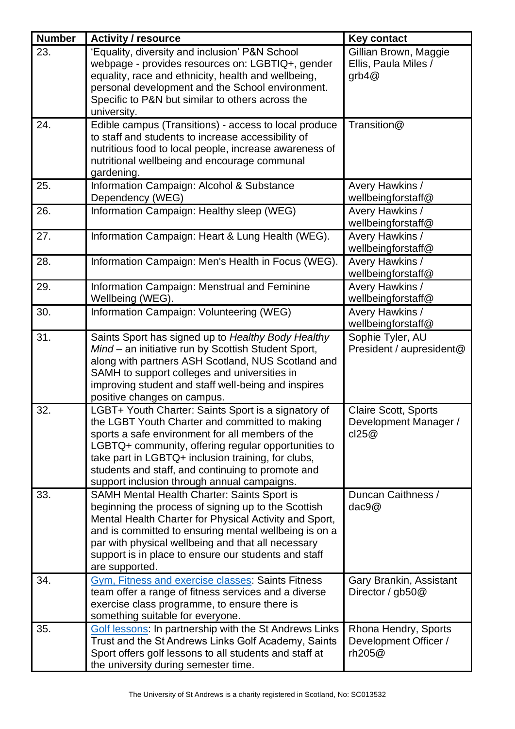| Number | Activity / resource | Key contact |
|---|---|---|
| 23. | 'Equality, diversity and inclusion' P&N School webpage - provides resources on: LGBTIQ+, gender equality, race and ethnicity, health and wellbeing, personal development and the School environment. Specific to P&N but similar to others across the university. | Gillian Brown, Maggie Ellis, Paula Miles / grb4@ |
| 24. | Edible campus (Transitions) - access to local produce to staff and students to increase accessibility of nutritious food to local people, increase awareness of nutritional wellbeing and encourage communal gardening. | Transition@ |
| 25. | Information Campaign: Alcohol & Substance Dependency (WEG) | Avery Hawkins / wellbeingforstaff@ |
| 26. | Information Campaign: Healthy sleep (WEG) | Avery Hawkins / wellbeingforstaff@ |
| 27. | Information Campaign: Heart & Lung Health (WEG). | Avery Hawkins / wellbeingforstaff@ |
| 28. | Information Campaign: Men's Health in Focus (WEG). | Avery Hawkins / wellbeingforstaff@ |
| 29. | Information Campaign: Menstrual and Feminine Wellbeing (WEG). | Avery Hawkins / wellbeingforstaff@ |
| 30. | Information Campaign: Volunteering (WEG) | Avery Hawkins / wellbeingforstaff@ |
| 31. | Saints Sport has signed up to *Healthy Body Healthy Mind* – an initiative run by Scottish Student Sport, along with partners ASH Scotland, NUS Scotland and SAMH to support colleges and universities in improving student and staff well-being and inspires positive changes on campus. | Sophie Tyler, AU President / aupresident@ |
| 32. | LGBT+ Youth Charter: Saints Sport is a signatory of the LGBT Youth Charter and committed to making sports a safe environment for all members of the LGBTQ+ community, offering regular opportunities to take part in LGBTQ+ inclusion training, for clubs, students and staff, and continuing to promote and support inclusion through annual campaigns. | Claire Scott, Sports Development Manager / cl25@ |
| 33. | SAMH Mental Health Charter: Saints Sport is beginning the process of signing up to the Scottish Mental Health Charter for Physical Activity and Sport, and is committed to ensuring mental wellbeing is on a par with physical wellbeing and that all necessary support is in place to ensure our students and staff are supported. | Duncan Caithness / dac9@ |
| 34. | Gym, Fitness and exercise classes: Saints Fitness team offer a range of fitness services and a diverse exercise class programme, to ensure there is something suitable for everyone. | Gary Brankin, Assistant Director / gb50@ |
| 35. | Golf lessons: In partnership with the St Andrews Links Trust and the St Andrews Links Golf Academy, Saints Sport offers golf lessons to all students and staff at the university during semester time. | Rhona Hendry, Sports Development Officer / rh205@ |

The University of St Andrews is a charity registered in Scotland, No: SC013532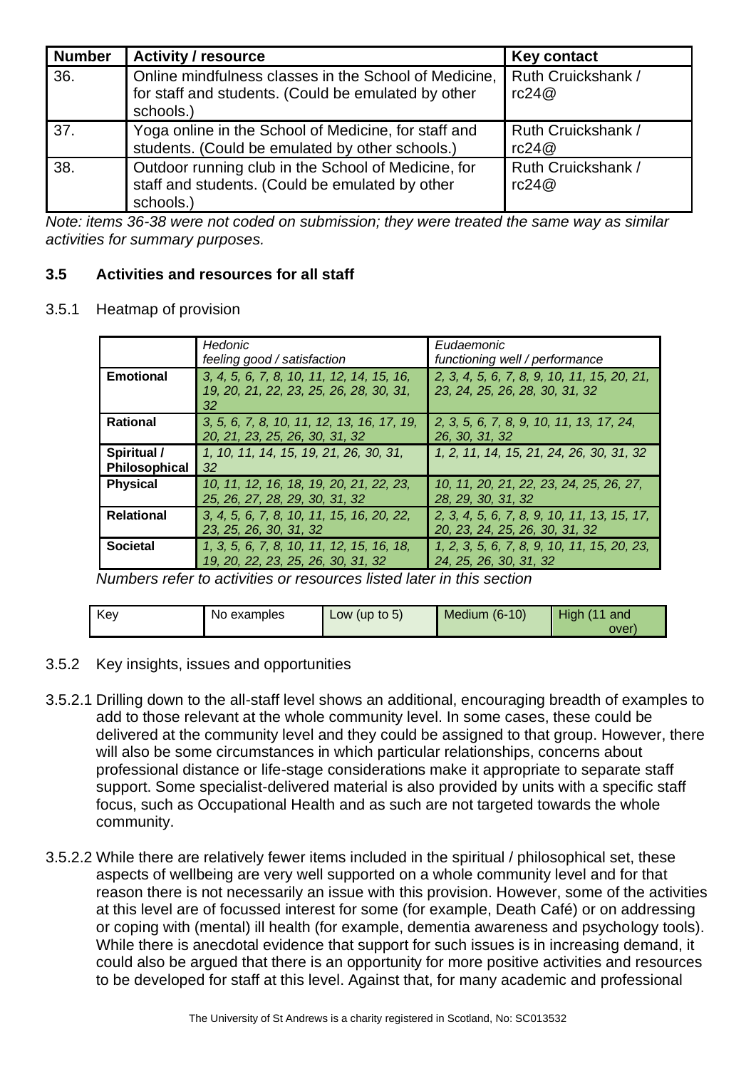| Number | Activity / resource | Key contact |
| --- | --- | --- |
| 36. | Online mindfulness classes in the School of Medicine, for staff and students. (Could be emulated by other schools.) | Ruth Cruickshank / rc24@ |
| 37. | Yoga online in the School of Medicine, for staff and students. (Could be emulated by other schools.) | Ruth Cruickshank / rc24@ |
| 38. | Outdoor running club in the School of Medicine, for staff and students. (Could be emulated by other schools.) | Ruth Cruickshank / rc24@ |

*Note: items 36-38 were not coded on submission; they were treated the same way as similar activities for summary purposes.*

### 3.5 Activities and resources for all staff

#### 3.5.1 Heatmap of provision

| | *Hedonic* *feeling good / satisfaction* | *Eudaemonic* *functioning well / performance* |
| --- | --- | --- |
| **Emotional** | *3, 4, 5, 6, 7, 8, 10, 11, 12, 14, 15, 16, 19, 20, 21, 22, 23, 25, 26, 28, 30, 31, 32* | *2, 3, 4, 5, 6, 7, 8, 9, 10, 11, 15, 20, 21, 23, 24, 25, 26, 28, 30, 31, 32* |
| **Rational** | *3, 5, 6, 7, 8, 10, 11, 12, 13, 16, 17, 19, 20, 21, 23, 25, 26, 30, 31, 32* | *2, 3, 5, 6, 7, 8, 9, 10, 11, 13, 17, 24, 26, 30, 31, 32* |
| **Spiritual / Philosophical** | *1, 10, 11, 14, 15, 19, 21, 26, 30, 31, 32* | *1, 2, 11, 14, 15, 21, 24, 26, 30, 31, 32* |
| **Physical** | *10, 11, 12, 16, 18, 19, 20, 21, 22, 23, 25, 26, 27, 28, 29, 30, 31, 32* | *10, 11, 20, 21, 22, 23, 24, 25, 26, 27, 28, 29, 30, 31, 32* |
| **Relational** | *3, 4, 5, 6, 7, 8, 10, 11, 15, 16, 20, 22, 23, 25, 26, 30, 31, 32* | *2, 3, 4, 5, 6, 7, 8, 9, 10, 11, 13, 15, 17, 20, 23, 24, 25, 26, 30, 31, 32* |
| **Societal** | *1, 3, 5, 6, 7, 8, 10, 11, 12, 15, 16, 18, 19, 20, 22, 23, 25, 26, 30, 31, 32* | *1, 2, 3, 5, 6, 7, 8, 9, 10, 11, 15, 20, 23, 24, 25, 26, 30, 31, 32* |

*Numbers refer to activities or resources listed later in this section*

| Key | No examples | Low (up to 5) | Medium (6-10) | High (11 and over) |
| --- | --- | --- | --- | --- |

#### 3.5.2 Key insights, issues and opportunities

3.5.2.1 Drilling down to the all-staff level shows an additional, encouraging breadth of examples to add to those relevant at the whole community level. In some cases, these could be delivered at the community level and they could be assigned to that group. However, there will also be some circumstances in which particular relationships, concerns about professional distance or life-stage considerations make it appropriate to separate staff support. Some specialist-delivered material is also provided by units with a specific staff focus, such as Occupational Health and as such are not targeted towards the whole community.

3.5.2.2 While there are relatively fewer items included in the spiritual / philosophical set, these aspects of wellbeing are very well supported on a whole community level and for that reason there is not necessarily an issue with this provision. However, some of the activities at this level are of focussed interest for some (for example, Death Café) or on addressing or coping with (mental) ill health (for example, dementia awareness and psychology tools). While there is anecdotal evidence that support for such issues is in increasing demand, it could also be argued that there is an opportunity for more positive activities and resources to be developed for staff at this level. Against that, for many academic and professional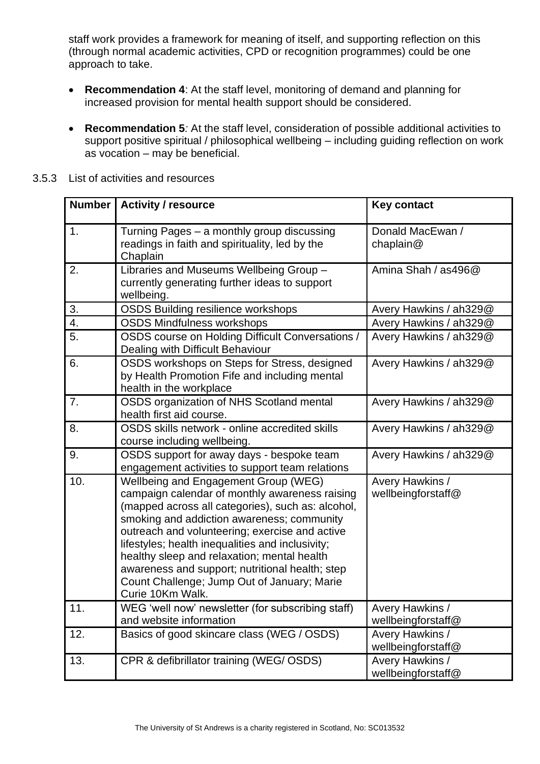staff work provides a framework for meaning of itself, and supporting reflection on this (through normal academic activities, CPD or recognition programmes) could be one approach to take.

- **Recommendation 4**: At the staff level, monitoring of demand and planning for increased provision for mental health support should be considered.

- **Recommendation 5***:* At the staff level, consideration of possible additional activities to support positive spiritual / philosophical wellbeing – including guiding reflection on work as vocation – may be beneficial.

3.5.3 List of activities and resources

| Number | Activity / resource | Key contact |
|---|---|---|
| 1. | Turning Pages – a monthly group discussing readings in faith and spirituality, led by the Chaplain | Donald MacEwan / chaplain@ |
| 2. | Libraries and Museums Wellbeing Group – currently generating further ideas to support wellbeing. | Amina Shah / as496@ |
| 3. | OSDS Building resilience workshops | Avery Hawkins / ah329@ |
| 4. | OSDS Mindfulness workshops | Avery Hawkins / ah329@ |
| 5. | OSDS course on Holding Difficult Conversations / Dealing with Difficult Behaviour | Avery Hawkins / ah329@ |
| 6. | OSDS workshops on Steps for Stress, designed by Health Promotion Fife and including mental health in the workplace | Avery Hawkins / ah329@ |
| 7. | OSDS organization of NHS Scotland mental health first aid course. | Avery Hawkins / ah329@ |
| 8. | OSDS skills network - online accredited skills course including wellbeing. | Avery Hawkins / ah329@ |
| 9. | OSDS support for away days - bespoke team engagement activities to support team relations | Avery Hawkins / ah329@ |
| 10. | Wellbeing and Engagement Group (WEG) campaign calendar of monthly awareness raising (mapped across all categories), such as: alcohol, smoking and addiction awareness; community outreach and volunteering; exercise and active lifestyles; health inequalities and inclusivity; healthy sleep and relaxation; mental health awareness and support; nutritional health; step Count Challenge; Jump Out of January; Marie Curie 10Km Walk. | Avery Hawkins / wellbeingforstaff@ |
| 11. | WEG 'well now' newsletter (for subscribing staff) and website information | Avery Hawkins / wellbeingforstaff@ |
| 12. | Basics of good skincare class (WEG / OSDS) | Avery Hawkins / wellbeingforstaff@ |
| 13. | CPR & defibrillator training (WEG/ OSDS) | Avery Hawkins / wellbeingforstaff@ |

The University of St Andrews is a charity registered in Scotland, No: SC013532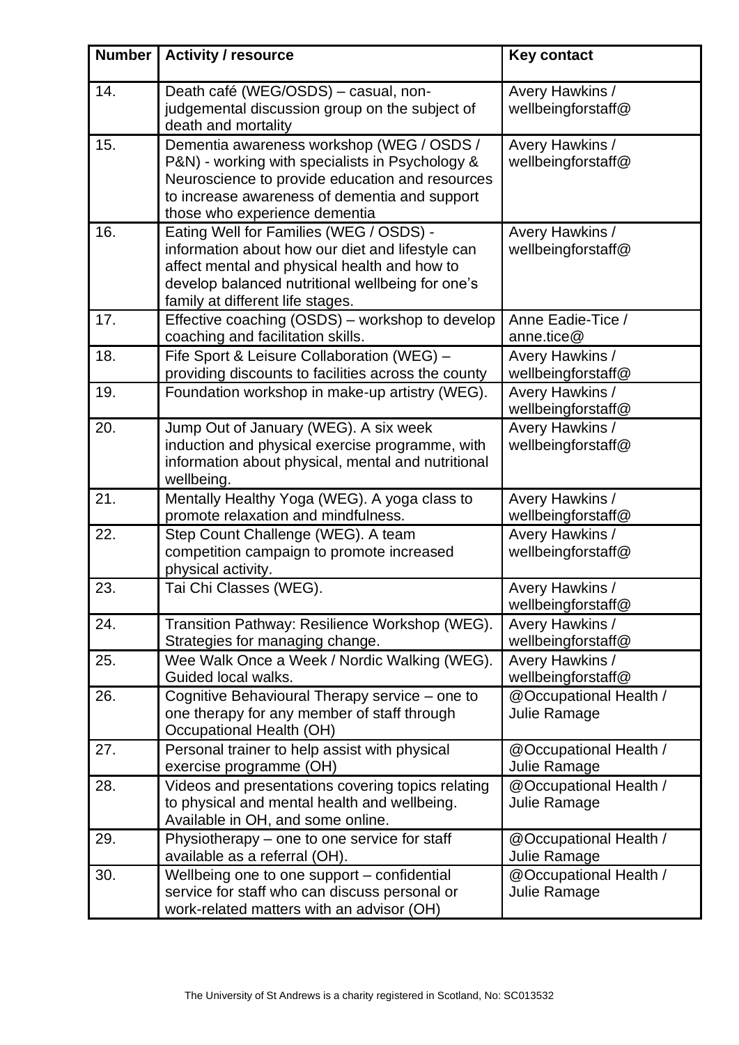| Number | Activity / resource | Key contact |
|---|---|---|
| 14. | Death café (WEG/OSDS) – casual, non-judgemental discussion group on the subject of death and mortality | Avery Hawkins / wellbeingforstaff@ |
| 15. | Dementia awareness workshop (WEG / OSDS / P&N) - working with specialists in Psychology & Neuroscience to provide education and resources to increase awareness of dementia and support those who experience dementia | Avery Hawkins / wellbeingforstaff@ |
| 16. | Eating Well for Families (WEG / OSDS) - information about how our diet and lifestyle can affect mental and physical health and how to develop balanced nutritional wellbeing for one's family at different life stages. | Avery Hawkins / wellbeingforstaff@ |
| 17. | Effective coaching (OSDS) – workshop to develop coaching and facilitation skills. | Anne Eadie-Tice / anne.tice@ |
| 18. | Fife Sport & Leisure Collaboration (WEG) – providing discounts to facilities across the county | Avery Hawkins / wellbeingforstaff@ |
| 19. | Foundation workshop in make-up artistry (WEG). | Avery Hawkins / wellbeingforstaff@ |
| 20. | Jump Out of January (WEG). A six week induction and physical exercise programme, with information about physical, mental and nutritional wellbeing. | Avery Hawkins / wellbeingforstaff@ |
| 21. | Mentally Healthy Yoga (WEG). A yoga class to promote relaxation and mindfulness. | Avery Hawkins / wellbeingforstaff@ |
| 22. | Step Count Challenge (WEG). A team competition campaign to promote increased physical activity. | Avery Hawkins / wellbeingforstaff@ |
| 23. | Tai Chi Classes (WEG). | Avery Hawkins / wellbeingforstaff@ |
| 24. | Transition Pathway: Resilience Workshop (WEG). Strategies for managing change. | Avery Hawkins / wellbeingforstaff@ |
| 25. | Wee Walk Once a Week / Nordic Walking (WEG). Guided local walks. | Avery Hawkins / wellbeingforstaff@ |
| 26. | Cognitive Behavioural Therapy service – one to one therapy for any member of staff through Occupational Health (OH) | @Occupational Health / Julie Ramage |
| 27. | Personal trainer to help assist with physical exercise programme (OH) | @Occupational Health / Julie Ramage |
| 28. | Videos and presentations covering topics relating to physical and mental health and wellbeing. Available in OH, and some online. | @Occupational Health / Julie Ramage |
| 29. | Physiotherapy – one to one service for staff available as a referral (OH). | @Occupational Health / Julie Ramage |
| 30. | Wellbeing one to one support – confidential service for staff who can discuss personal or work-related matters with an advisor (OH) | @Occupational Health / Julie Ramage |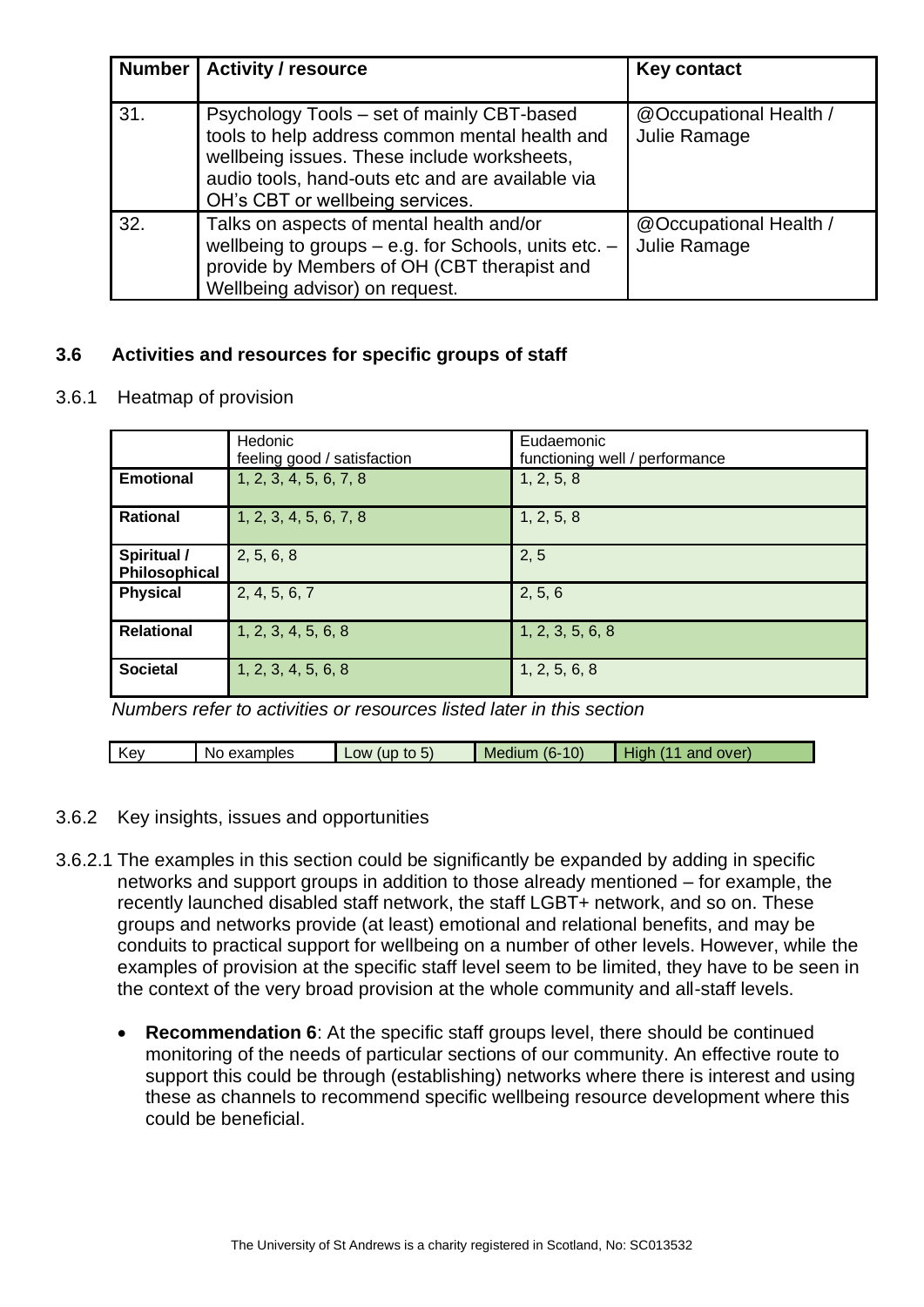| Number | Activity / resource | Key contact |
|---|---|---|
| 31. | Psychology Tools – set of mainly CBT-based tools to help address common mental health and wellbeing issues. These include worksheets, audio tools, hand-outs etc and are available via OH's CBT or wellbeing services. | @Occupational Health / Julie Ramage |
| 32. | Talks on aspects of mental health and/or wellbeing to groups – e.g. for Schools, units etc. – provide by Members of OH (CBT therapist and Wellbeing advisor) on request. | @Occupational Health / Julie Ramage |

### 3.6 Activities and resources for specific groups of staff

3.6.1 Heatmap of provision

| | Hedonic<br>feeling good / satisfaction | Eudaemonic<br>functioning well / performance |
|---|---|---|
| **Emotional** | 1, 2, 3, 4, 5, 6, 7, 8 | 1, 2, 5, 8 |
| **Rational** | 1, 2, 3, 4, 5, 6, 7, 8 | 1, 2, 5, 8 |
| **Spiritual / Philosophical** | 2, 5, 6, 8 | 2, 5 |
| **Physical** | 2, 4, 5, 6, 7 | 2, 5, 6 |
| **Relational** | 1, 2, 3, 4, 5, 6, 8 | 1, 2, 3, 5, 6, 8 |
| **Societal** | 1, 2, 3, 4, 5, 6, 8 | 1, 2, 5, 6, 8 |

*Numbers refer to activities or resources listed later in this section*

| Key | No examples | Low (up to 5) | Medium (6-10) | High (11 and over) |
|---|---|---|---|---|

3.6.2 Key insights, issues and opportunities

3.6.2.1 The examples in this section could be significantly be expanded by adding in specific networks and support groups in addition to those already mentioned – for example, the recently launched disabled staff network, the staff LGBT+ network, and so on. These groups and networks provide (at least) emotional and relational benefits, and may be conduits to practical support for wellbeing on a number of other levels. However, while the examples of provision at the specific staff level seem to be limited, they have to be seen in the context of the very broad provision at the whole community and all-staff levels.

- **Recommendation 6**: At the specific staff groups level, there should be continued monitoring of the needs of particular sections of our community. An effective route to support this could be through (establishing) networks where there is interest and using these as channels to recommend specific wellbeing resource development where this could be beneficial.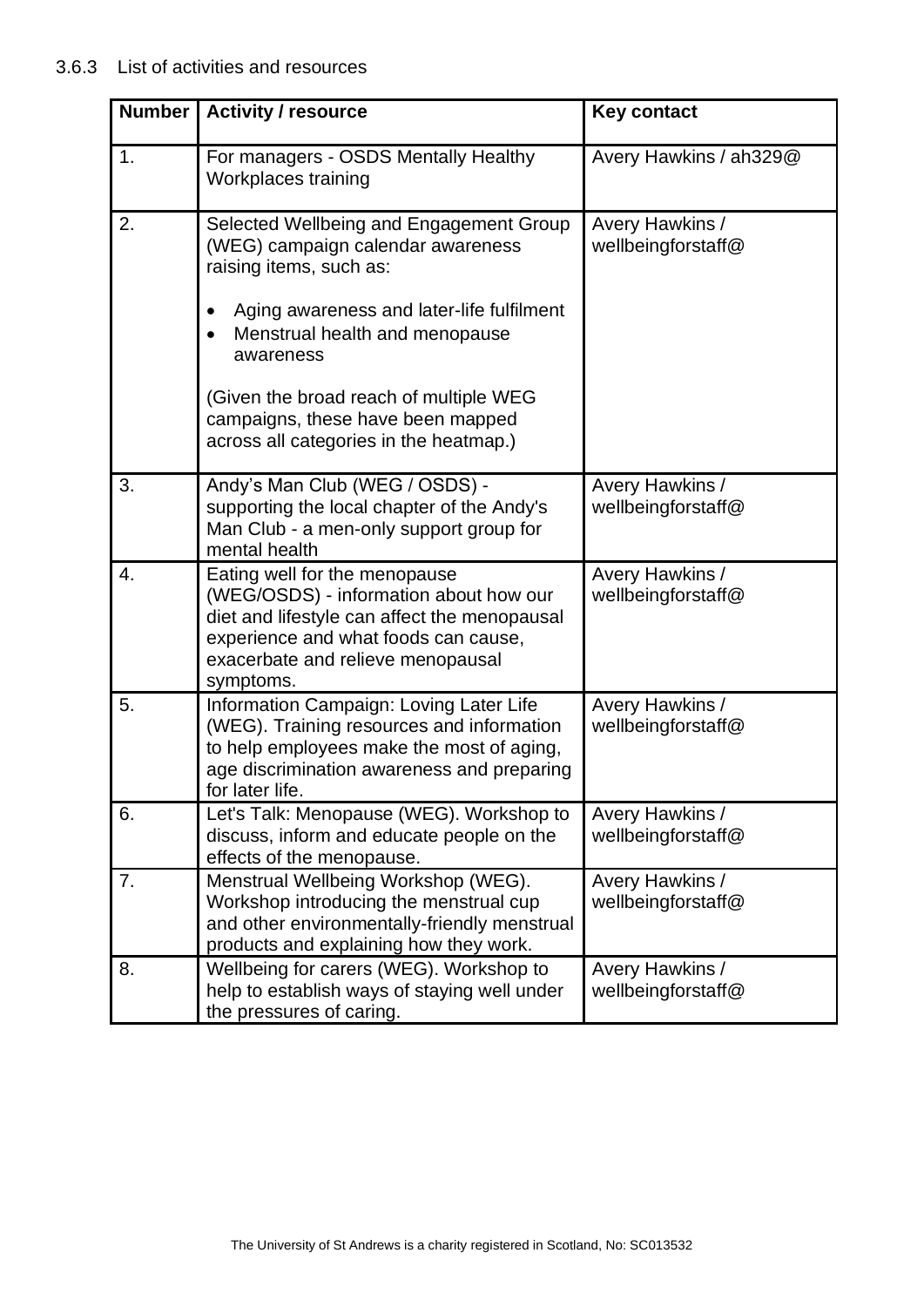### 3.6.3 List of activities and resources

| Number | Activity / resource | Key contact |
|---|---|---|
| 1. | For managers - OSDS Mentally Healthy Workplaces training | Avery Hawkins / ah329@ |
| 2. | Selected Wellbeing and Engagement Group (WEG) campaign calendar awareness raising items, such as:<br><br>• Aging awareness and later-life fulfilment<br>• Menstrual health and menopause awareness<br><br>(Given the broad reach of multiple WEG campaigns, these have been mapped across all categories in the heatmap.) | Avery Hawkins / wellbeingforstaff@ |
| 3. | Andy's Man Club (WEG / OSDS) - supporting the local chapter of the Andy's Man Club - a men-only support group for mental health | Avery Hawkins / wellbeingforstaff@ |
| 4. | Eating well for the menopause (WEG/OSDS) - information about how our diet and lifestyle can affect the menopausal experience and what foods can cause, exacerbate and relieve menopausal symptoms. | Avery Hawkins / wellbeingforstaff@ |
| 5. | Information Campaign: Loving Later Life (WEG). Training resources and information to help employees make the most of aging, age discrimination awareness and preparing for later life. | Avery Hawkins / wellbeingforstaff@ |
| 6. | Let's Talk: Menopause (WEG). Workshop to discuss, inform and educate people on the effects of the menopause. | Avery Hawkins / wellbeingforstaff@ |
| 7. | Menstrual Wellbeing Workshop (WEG). Workshop introducing the menstrual cup and other environmentally-friendly menstrual products and explaining how they work. | Avery Hawkins / wellbeingforstaff@ |
| 8. | Wellbeing for carers (WEG). Workshop to help to establish ways of staying well under the pressures of caring. | Avery Hawkins / wellbeingforstaff@ |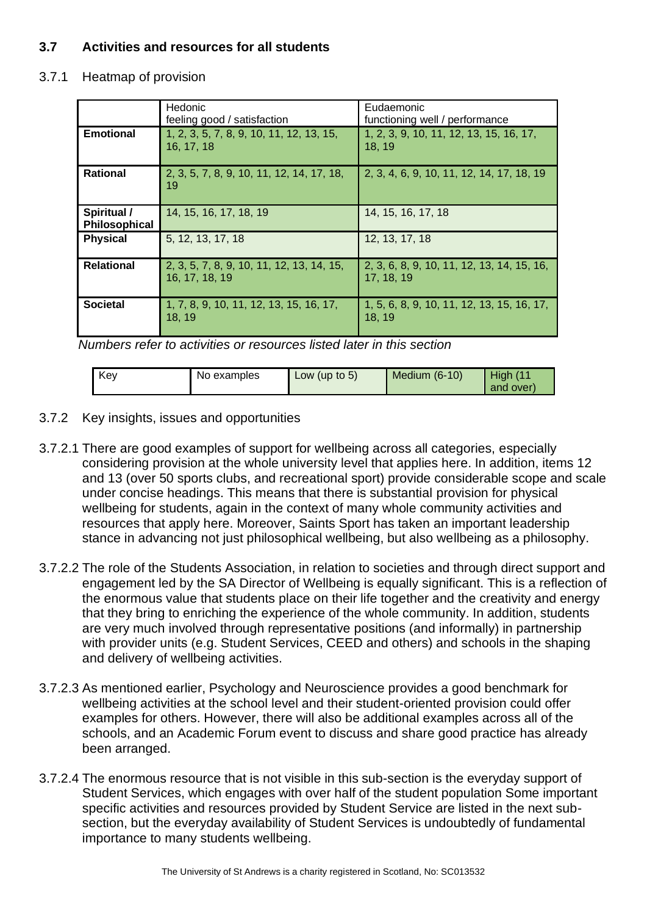## 3.7 Activities and resources for all students

### 3.7.1 Heatmap of provision

| | Hedonic<br>feeling good / satisfaction | Eudaemonic<br>functioning well / performance |
|---|---|---|
| **Emotional** | 1, 2, 3, 5, 7, 8, 9, 10, 11, 12, 13, 15, 16, 17, 18 | 1, 2, 3, 9, 10, 11, 12, 13, 15, 16, 17, 18, 19 |
| **Rational** | 2, 3, 5, 7, 8, 9, 10, 11, 12, 14, 17, 18, 19 | 2, 3, 4, 6, 9, 10, 11, 12, 14, 17, 18, 19 |
| **Spiritual / Philosophical** | 14, 15, 16, 17, 18, 19 | 14, 15, 16, 17, 18 |
| **Physical** | 5, 12, 13, 17, 18 | 12, 13, 17, 18 |
| **Relational** | 2, 3, 5, 7, 8, 9, 10, 11, 12, 13, 14, 15, 16, 17, 18, 19 | 2, 3, 6, 8, 9, 10, 11, 12, 13, 14, 15, 16, 17, 18, 19 |
| **Societal** | 1, 7, 8, 9, 10, 11, 12, 13, 15, 16, 17, 18, 19 | 1, 5, 6, 8, 9, 10, 11, 12, 13, 15, 16, 17, 18, 19 |

*Numbers refer to activities or resources listed later in this section*

| Key | No examples | Low (up to 5) | Medium (6-10) | High (11 and over) |
|---|---|---|---|---|

### 3.7.2 Key insights, issues and opportunities

3.7.2.1 There are good examples of support for wellbeing across all categories, especially considering provision at the whole university level that applies here. In addition, items 12 and 13 (over 50 sports clubs, and recreational sport) provide considerable scope and scale under concise headings. This means that there is substantial provision for physical wellbeing for students, again in the context of many whole community activities and resources that apply here. Moreover, Saints Sport has taken an important leadership stance in advancing not just philosophical wellbeing, but also wellbeing as a philosophy.

3.7.2.2 The role of the Students Association, in relation to societies and through direct support and engagement led by the SA Director of Wellbeing is equally significant. This is a reflection of the enormous value that students place on their life together and the creativity and energy that they bring to enriching the experience of the whole community. In addition, students are very much involved through representative positions (and informally) in partnership with provider units (e.g. Student Services, CEED and others) and schools in the shaping and delivery of wellbeing activities.

3.7.2.3 As mentioned earlier, Psychology and Neuroscience provides a good benchmark for wellbeing activities at the school level and their student-oriented provision could offer examples for others. However, there will also be additional examples across all of the schools, and an Academic Forum event to discuss and share good practice has already been arranged.

3.7.2.4 The enormous resource that is not visible in this sub-section is the everyday support of Student Services, which engages with over half of the student population Some important specific activities and resources provided by Student Service are listed in the next sub-section, but the everyday availability of Student Services is undoubtedly of fundamental importance to many students wellbeing.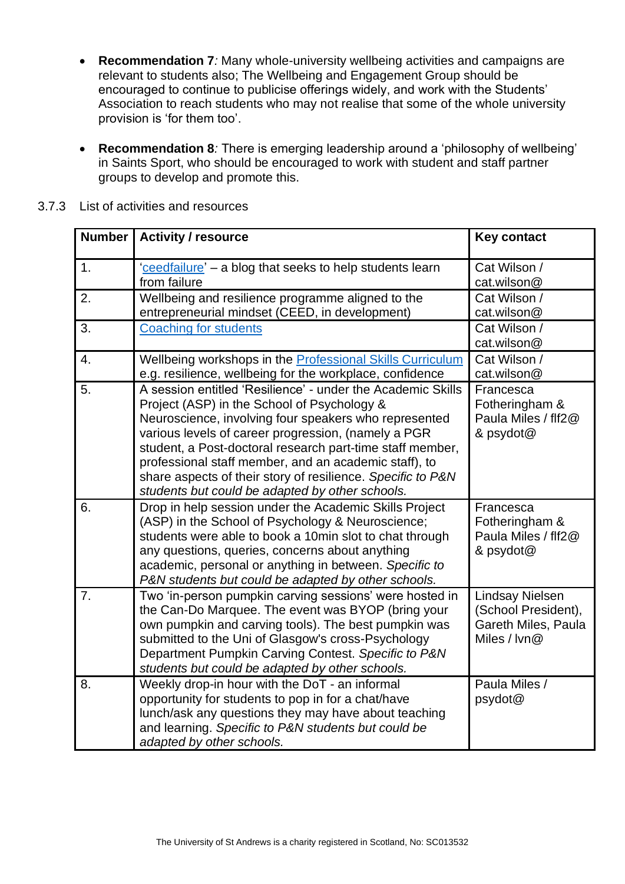- **Recommendation 7***:* Many whole-university wellbeing activities and campaigns are relevant to students also; The Wellbeing and Engagement Group should be encouraged to continue to publicise offerings widely, and work with the Students' Association to reach students who may not realise that some of the whole university provision is 'for them too'.

- **Recommendation 8***:* There is emerging leadership around a 'philosophy of wellbeing' in Saints Sport, who should be encouraged to work with student and staff partner groups to develop and promote this.

3.7.3 List of activities and resources

| Number | Activity / resource | Key contact |
|---|---|---|
| 1. | 'ceedfailure' – a blog that seeks to help students learn from failure | Cat Wilson / cat.wilson@ |
| 2. | Wellbeing and resilience programme aligned to the entrepreneurial mindset (CEED, in development) | Cat Wilson / cat.wilson@ |
| 3. | Coaching for students | Cat Wilson / cat.wilson@ |
| 4. | Wellbeing workshops in the Professional Skills Curriculum e.g. resilience, wellbeing for the workplace, confidence | Cat Wilson / cat.wilson@ |
| 5. | A session entitled 'Resilience' - under the Academic Skills Project (ASP) in the School of Psychology & Neuroscience, involving four speakers who represented various levels of career progression, (namely a PGR student, a Post-doctoral research part-time staff member, professional staff member, and an academic staff), to share aspects of their story of resilience. *Specific to P&N students but could be adapted by other schools.* | Francesca Fotheringham & Paula Miles / flf2@ & psydot@ |
| 6. | Drop in help session under the Academic Skills Project (ASP) in the School of Psychology & Neuroscience; students were able to book a 10min slot to chat through any questions, queries, concerns about anything academic, personal or anything in between. *Specific to P&N students but could be adapted by other schools.* | Francesca Fotheringham & Paula Miles / flf2@ & psydot@ |
| 7. | Two 'in-person pumpkin carving sessions' were hosted in the Can-Do Marquee. The event was BYOP (bring your own pumpkin and carving tools). The best pumpkin was submitted to the Uni of Glasgow's cross-Psychology Department Pumpkin Carving Contest. *Specific to P&N students but could be adapted by other schools.* | Lindsay Nielsen (School President), Gareth Miles, Paula Miles / lvn@ |
| 8. | Weekly drop-in hour with the DoT - an informal opportunity for students to pop in for a chat/have lunch/ask any questions they may have about teaching and learning. *Specific to P&N students but could be adapted by other schools.* | Paula Miles / psydot@ |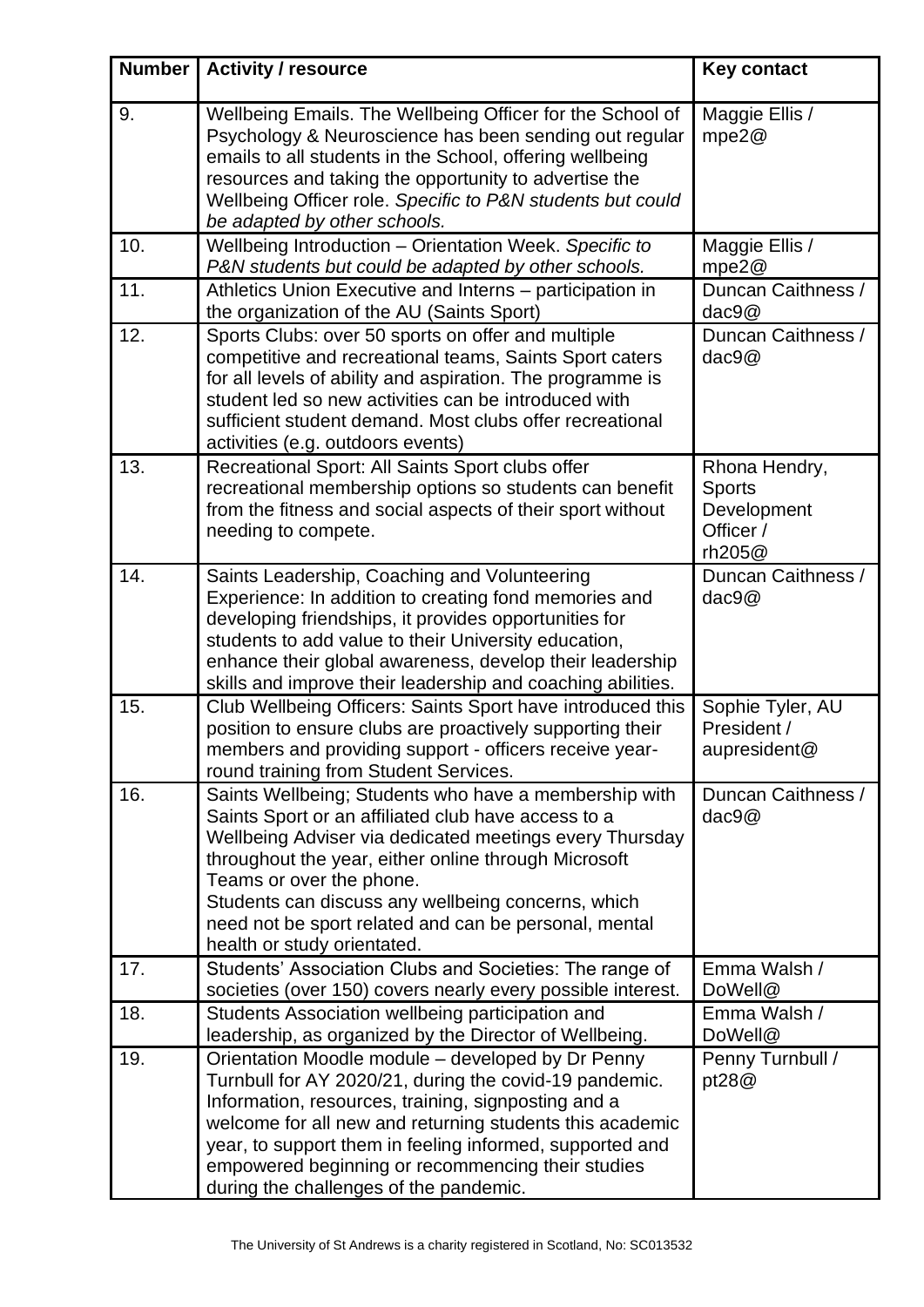| Number | Activity / resource | Key contact |
|---|---|---|
| 9. | Wellbeing Emails. The Wellbeing Officer for the School of Psychology & Neuroscience has been sending out regular emails to all students in the School, offering wellbeing resources and taking the opportunity to advertise the Wellbeing Officer role. *Specific to P&N students but could be adapted by other schools.* | Maggie Ellis / mpe2@ |
| 10. | Wellbeing Introduction – Orientation Week. *Specific to P&N students but could be adapted by other schools.* | Maggie Ellis / mpe2@ |
| 11. | Athletics Union Executive and Interns – participation in the organization of the AU (Saints Sport) | Duncan Caithness / dac9@ |
| 12. | Sports Clubs: over 50 sports on offer and multiple competitive and recreational teams, Saints Sport caters for all levels of ability and aspiration. The programme is student led so new activities can be introduced with sufficient student demand. Most clubs offer recreational activities (e.g. outdoors events) | Duncan Caithness / dac9@ |
| 13. | Recreational Sport: All Saints Sport clubs offer recreational membership options so students can benefit from the fitness and social aspects of their sport without needing to compete. | Rhona Hendry, Sports Development Officer / rh205@ |
| 14. | Saints Leadership, Coaching and Volunteering Experience: In addition to creating fond memories and developing friendships, it provides opportunities for students to add value to their University education, enhance their global awareness, develop their leadership skills and improve their leadership and coaching abilities. | Duncan Caithness / dac9@ |
| 15. | Club Wellbeing Officers: Saints Sport have introduced this position to ensure clubs are proactively supporting their members and providing support - officers receive year-round training from Student Services. | Sophie Tyler, AU President / apresident@ |
| 16. | Saints Wellbeing; Students who have a membership with Saints Sport or an affiliated club have access to a Wellbeing Adviser via dedicated meetings every Thursday throughout the year, either online through Microsoft Teams or over the phone.<br>Students can discuss any wellbeing concerns, which need not be sport related and can be personal, mental health or study orientated. | Duncan Caithness / dac9@ |
| 17. | Students' Association Clubs and Societies: The range of societies (over 150) covers nearly every possible interest. | Emma Walsh / DoWell@ |
| 18. | Students Association wellbeing participation and leadership, as organized by the Director of Wellbeing. | Emma Walsh / DoWell@ |
| 19. | Orientation Moodle module – developed by Dr Penny Turnbull for AY 2020/21, during the covid-19 pandemic. Information, resources, training, signposting and a welcome for all new and returning students this academic year, to support them in feeling informed, supported and empowered beginning or recommencing their studies during the challenges of the pandemic. | Penny Turnbull / pt28@ |

The University of St Andrews is a charity registered in Scotland, No: SC013532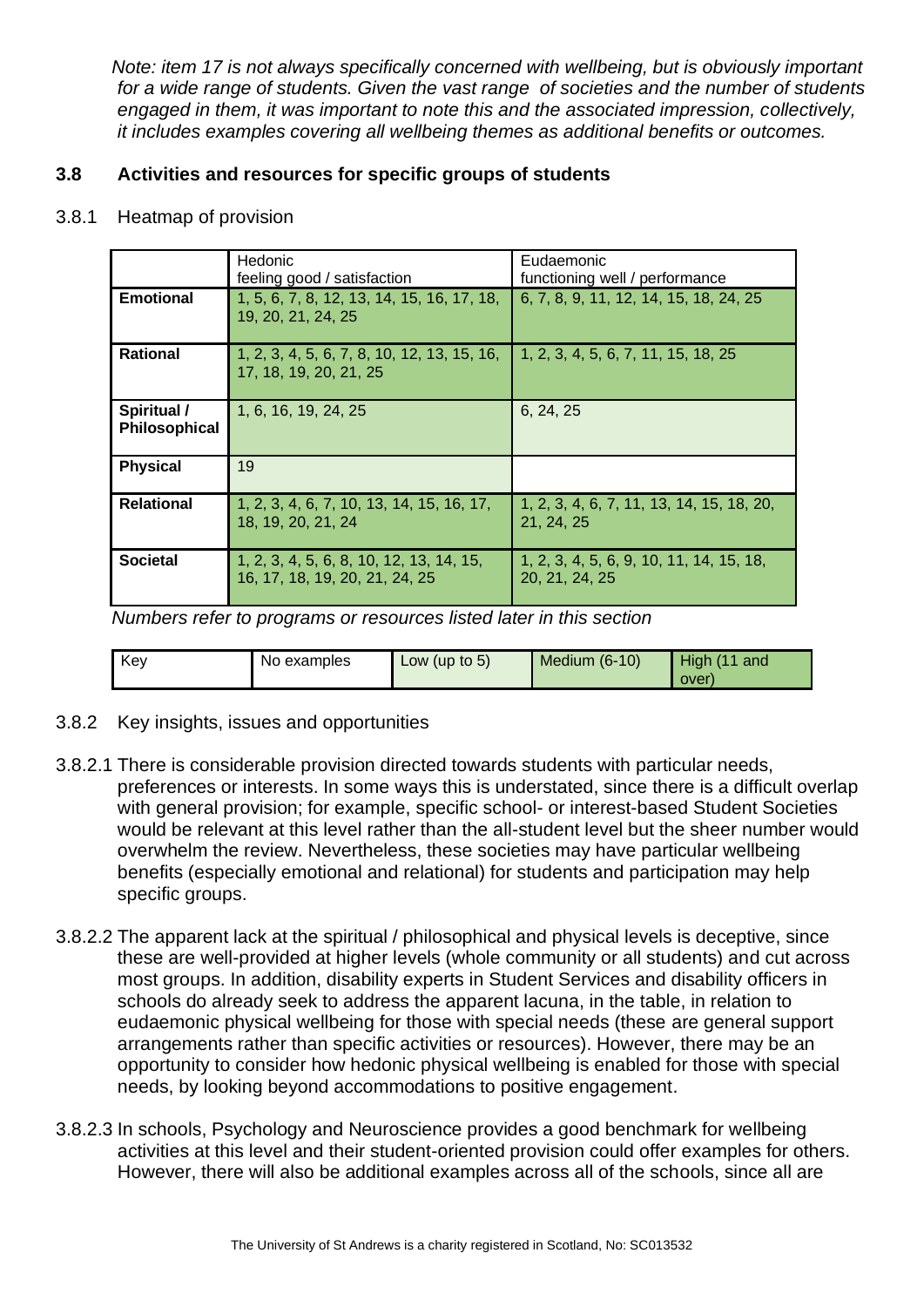*Note: item 17 is not always specifically concerned with wellbeing, but is obviously important for a wide range of students. Given the vast range of societies and the number of students engaged in them, it was important to note this and the associated impression, collectively, it includes examples covering all wellbeing themes as additional benefits or outcomes.*

### 3.8 Activities and resources for specific groups of students

3.8.1 Heatmap of provision

| | Hedonic<br>feeling good / satisfaction | Eudaemonic<br>functioning well / performance |
|---|---|---|
| **Emotional** | 1, 5, 6, 7, 8, 12, 13, 14, 15, 16, 17, 18, 19, 20, 21, 24, 25 | 6, 7, 8, 9, 11, 12, 14, 15, 18, 24, 25 |
| **Rational** | 1, 2, 3, 4, 5, 6, 7, 8, 10, 12, 13, 15, 16, 17, 18, 19, 20, 21, 25 | 1, 2, 3, 4, 5, 6, 7, 11, 15, 18, 25 |
| **Spiritual / Philosophical** | 1, 6, 16, 19, 24, 25 | 6, 24, 25 |
| **Physical** | 19 | |
| **Relational** | 1, 2, 3, 4, 6, 7, 10, 13, 14, 15, 16, 17, 18, 19, 20, 21, 24 | 1, 2, 3, 4, 6, 7, 11, 13, 14, 15, 18, 20, 21, 24, 25 |
| **Societal** | 1, 2, 3, 4, 5, 6, 8, 10, 12, 13, 14, 15, 16, 17, 18, 19, 20, 21, 24, 25 | 1, 2, 3, 4, 5, 6, 9, 10, 11, 14, 15, 18, 20, 21, 24, 25 |

*Numbers refer to programs or resources listed later in this section*

| Key | No examples | Low (up to 5) | Medium (6-10) | High (11 and over) |
|---|---|---|---|---|

3.8.2 Key insights, issues and opportunities

3.8.2.1 There is considerable provision directed towards students with particular needs, preferences or interests. In some ways this is understated, since there is a difficult overlap with general provision; for example, specific school- or interest-based Student Societies would be relevant at this level rather than the all-student level but the sheer number would overwhelm the review. Nevertheless, these societies may have particular wellbeing benefits (especially emotional and relational) for students and participation may help specific groups.

3.8.2.2 The apparent lack at the spiritual / philosophical and physical levels is deceptive, since these are well-provided at higher levels (whole community or all students) and cut across most groups. In addition, disability experts in Student Services and disability officers in schools do already seek to address the apparent lacuna, in the table, in relation to eudaemonic physical wellbeing for those with special needs (these are general support arrangements rather than specific activities or resources). However, there may be an opportunity to consider how hedonic physical wellbeing is enabled for those with special needs, by looking beyond accommodations to positive engagement.

3.8.2.3 In schools, Psychology and Neuroscience provides a good benchmark for wellbeing activities at this level and their student-oriented provision could offer examples for others. However, there will also be additional examples across all of the schools, since all are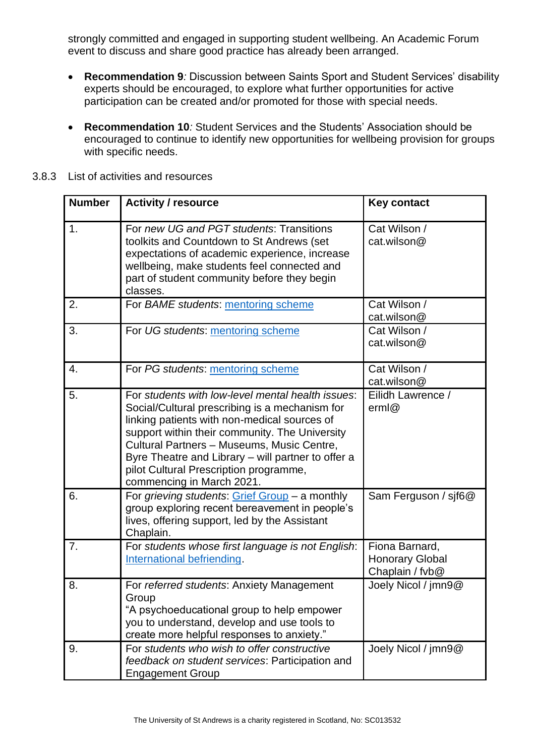strongly committed and engaged in supporting student wellbeing. An Academic Forum event to discuss and share good practice has already been arranged.

- **Recommendation 9***:* Discussion between Saints Sport and Student Services' disability experts should be encouraged, to explore what further opportunities for active participation can be created and/or promoted for those with special needs.

- **Recommendation 10***:* Student Services and the Students' Association should be encouraged to continue to identify new opportunities for wellbeing provision for groups with specific needs.

3.8.3 List of activities and resources

| Number | Activity / resource | Key contact |
|---|---|---|
| 1. | For *new UG and PGT students*: Transitions toolkits and Countdown to St Andrews (set expectations of academic experience, increase wellbeing, make students feel connected and part of student community before they begin classes. | Cat Wilson / cat.wilson@ |
| 2. | For *BAME students*: mentoring scheme | Cat Wilson / cat.wilson@ |
| 3. | For *UG students*: mentoring scheme | Cat Wilson / cat.wilson@ |
| 4. | For *PG students*: mentoring scheme | Cat Wilson / cat.wilson@ |
| 5. | For *students with low-level mental health issues*: Social/Cultural prescribing is a mechanism for linking patients with non-medical sources of support within their community. The University Cultural Partners – Museums, Music Centre, Byre Theatre and Library – will partner to offer a pilot Cultural Prescription programme, commencing in March 2021. | Eilidh Lawrence / erml@ |
| 6. | For *grieving students*: Grief Group – a monthly group exploring recent bereavement in people's lives, offering support, led by the Assistant Chaplain. | Sam Ferguson / sjf6@ |
| 7. | For *students whose first language is not English*: International befriending. | Fiona Barnard, Honorary Global Chaplain / fvb@ |
| 8. | For *referred students*: Anxiety Management Group "A psychoeducational group to help empower you to understand, develop and use tools to create more helpful responses to anxiety." | Joely Nicol / jmn9@ |
| 9. | For *students who wish to offer constructive feedback on student services*: Participation and Engagement Group | Joely Nicol / jmn9@ |

The University of St Andrews is a charity registered in Scotland, No: SC013532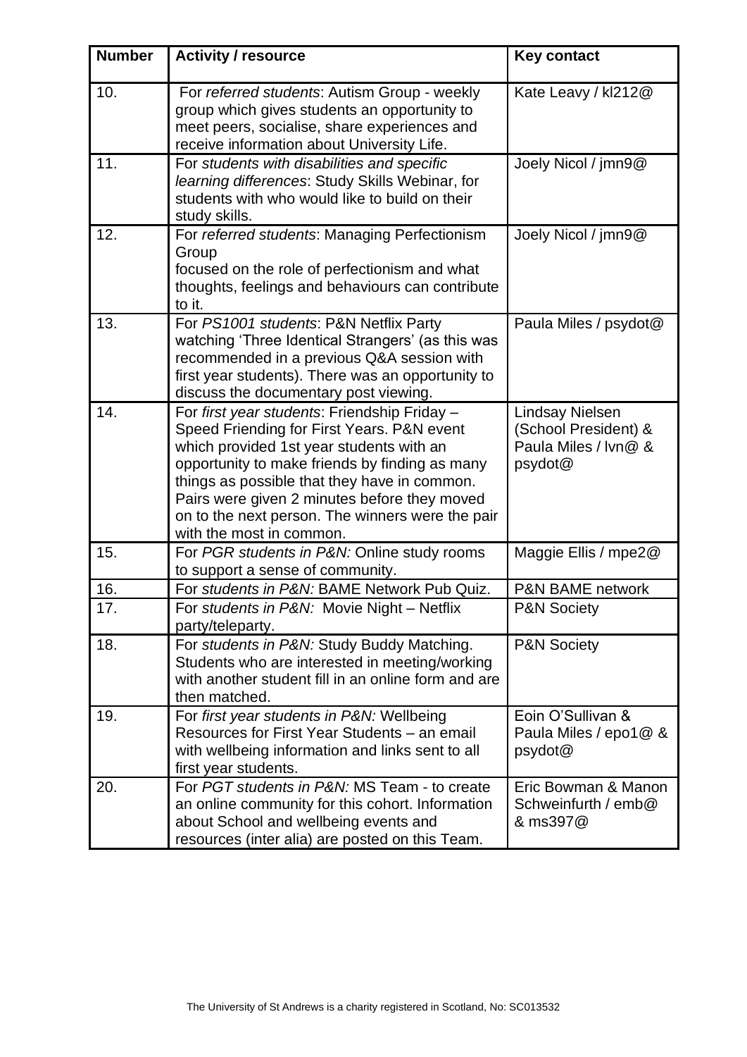| Number | Activity / resource | Key contact |
| --- | --- | --- |
| 10. | For *referred students*: Autism Group - weekly group which gives students an opportunity to meet peers, socialise, share experiences and receive information about University Life. | Kate Leavy / kl212@ |
| 11. | For *students with disabilities and specific learning differences*: Study Skills Webinar, for students with who would like to build on their study skills. | Joely Nicol / jmn9@ |
| 12. | For *referred students*: Managing Perfectionism Group focused on the role of perfectionism and what thoughts, feelings and behaviours can contribute to it. | Joely Nicol / jmn9@ |
| 13. | For *PS1001 students*: P&N Netflix Party watching 'Three Identical Strangers' (as this was recommended in a previous Q&A session with first year students). There was an opportunity to discuss the documentary post viewing. | Paula Miles / psydot@ |
| 14. | For *first year students*: Friendship Friday – Speed Friending for First Years. P&N event which provided 1st year students with an opportunity to make friends by finding as many things as possible that they have in common. Pairs were given 2 minutes before they moved on to the next person. The winners were the pair with the most in common. | Lindsay Nielsen (School President) & Paula Miles / lvn@ & psydot@ |
| 15. | For *PGR students in P&N:* Online study rooms to support a sense of community. | Maggie Ellis / mpe2@ |
| 16. | For *students in P&N:* BAME Network Pub Quiz. | P&N BAME network |
| 17. | For *students in P&N:* Movie Night – Netflix party/teleparty. | P&N Society |
| 18. | For *students in P&N:* Study Buddy Matching. Students who are interested in meeting/working with another student fill in an online form and are then matched. | P&N Society |
| 19. | For *first year students in P&N:* Wellbeing Resources for First Year Students – an email with wellbeing information and links sent to all first year students. | Eoin O'Sullivan & Paula Miles / epo1@ & psydot@ |
| 20. | For *PGT students in P&N:* MS Team - to create an online community for this cohort. Information about School and wellbeing events and resources (inter alia) are posted on this Team. | Eric Bowman & Manon Schweinfurth / emb@ & ms397@ |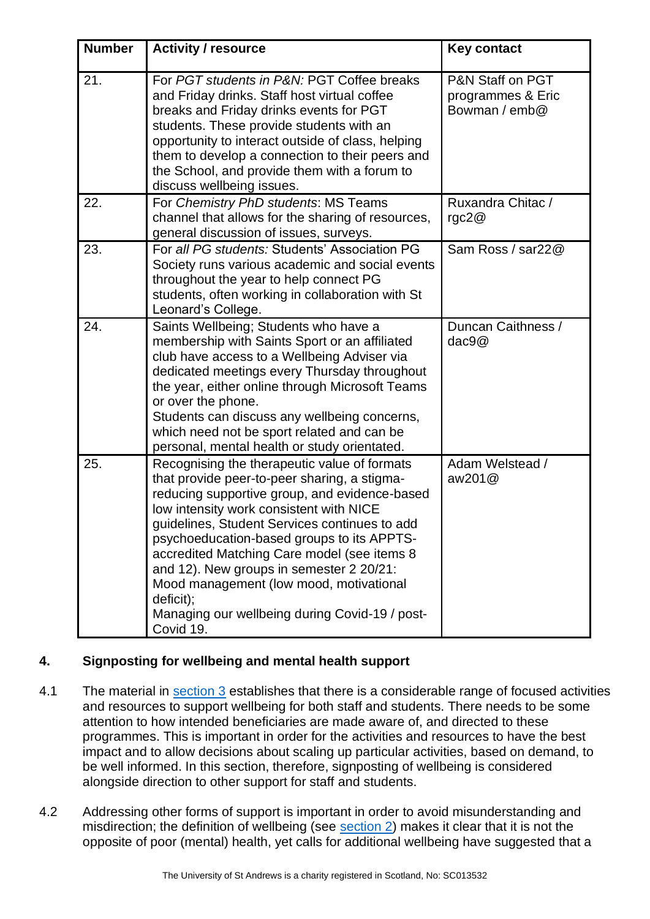| Number | Activity / resource | Key contact |
|---|---|---|
| 21. | For *PGT students in P&N:* PGT Coffee breaks and Friday drinks. Staff host virtual coffee breaks and Friday drinks events for PGT students. These provide students with an opportunity to interact outside of class, helping them to develop a connection to their peers and the School, and provide them with a forum to discuss wellbeing issues. | P&N Staff on PGT programmes & Eric Bowman / emb@ |
| 22. | For *Chemistry PhD students*: MS Teams channel that allows for the sharing of resources, general discussion of issues, surveys. | Ruxandra Chitac / rgc2@ |
| 23. | For *all PG students:* Students' Association PG Society runs various academic and social events throughout the year to help connect PG students, often working in collaboration with St Leonard's College. | Sam Ross / sar22@ |
| 24. | Saints Wellbeing; Students who have a membership with Saints Sport or an affiliated club have access to a Wellbeing Adviser via dedicated meetings every Thursday throughout the year, either online through Microsoft Teams or over the phone. Students can discuss any wellbeing concerns, which need not be sport related and can be personal, mental health or study orientated. | Duncan Caithness / dac9@ |
| 25. | Recognising the therapeutic value of formats that provide peer-to-peer sharing, a stigma-reducing supportive group, and evidence-based low intensity work consistent with NICE guidelines, Student Services continues to add psychoeducation-based groups to its APPTS-accredited Matching Care model (see items 8 and 12). New groups in semester 2 20/21: Mood management (low mood, motivational deficit); Managing our wellbeing during Covid-19 / post-Covid 19. | Adam Welstead / aw201@ |

## 4. Signposting for wellbeing and mental health support

4.1 The material in section 3 establishes that there is a considerable range of focused activities and resources to support wellbeing for both staff and students. There needs to be some attention to how intended beneficiaries are made aware of, and directed to these programmes. This is important in order for the activities and resources to have the best impact and to allow decisions about scaling up particular activities, based on demand, to be well informed. In this section, therefore, signposting of wellbeing is considered alongside direction to other support for staff and students.

4.2 Addressing other forms of support is important in order to avoid misunderstanding and misdirection; the definition of wellbeing (see section 2) makes it clear that it is not the opposite of poor (mental) health, yet calls for additional wellbeing have suggested that a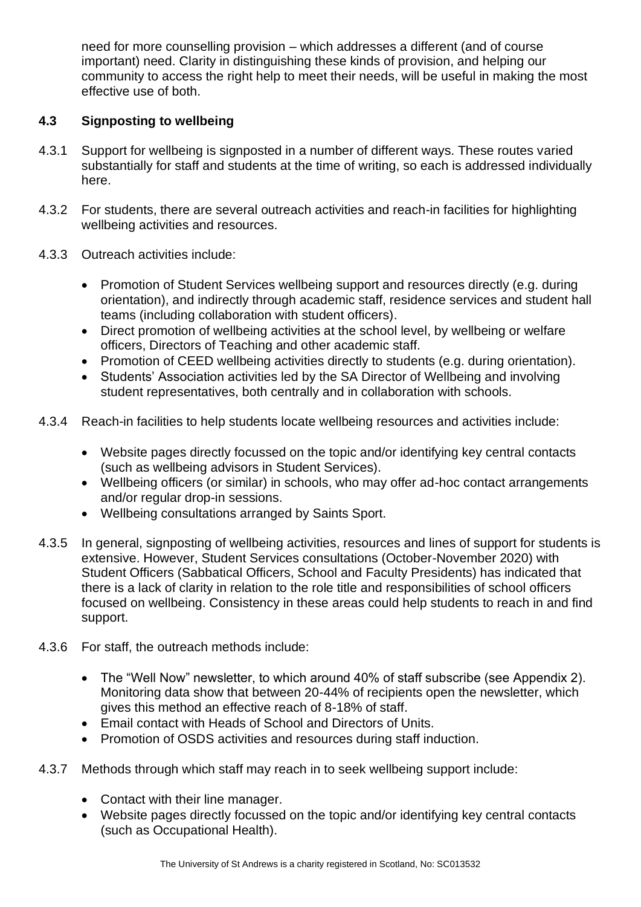need for more counselling provision – which addresses a different (and of course important) need. Clarity in distinguishing these kinds of provision, and helping our community to access the right help to meet their needs, will be useful in making the most effective use of both.

### 4.3 Signposting to wellbeing

4.3.1 Support for wellbeing is signposted in a number of different ways. These routes varied substantially for staff and students at the time of writing, so each is addressed individually here.

4.3.2 For students, there are several outreach activities and reach-in facilities for highlighting wellbeing activities and resources.

4.3.3 Outreach activities include:

- Promotion of Student Services wellbeing support and resources directly (e.g. during orientation), and indirectly through academic staff, residence services and student hall teams (including collaboration with student officers).
- Direct promotion of wellbeing activities at the school level, by wellbeing or welfare officers, Directors of Teaching and other academic staff.
- Promotion of CEED wellbeing activities directly to students (e.g. during orientation).
- Students' Association activities led by the SA Director of Wellbeing and involving student representatives, both centrally and in collaboration with schools.

4.3.4 Reach-in facilities to help students locate wellbeing resources and activities include:

- Website pages directly focussed on the topic and/or identifying key central contacts (such as wellbeing advisors in Student Services).
- Wellbeing officers (or similar) in schools, who may offer ad-hoc contact arrangements and/or regular drop-in sessions.
- Wellbeing consultations arranged by Saints Sport.

4.3.5 In general, signposting of wellbeing activities, resources and lines of support for students is extensive. However, Student Services consultations (October-November 2020) with Student Officers (Sabbatical Officers, School and Faculty Presidents) has indicated that there is a lack of clarity in relation to the role title and responsibilities of school officers focused on wellbeing. Consistency in these areas could help students to reach in and find support.

4.3.6 For staff, the outreach methods include:

- The "Well Now" newsletter, to which around 40% of staff subscribe (see Appendix 2). Monitoring data show that between 20-44% of recipients open the newsletter, which gives this method an effective reach of 8-18% of staff.
- Email contact with Heads of School and Directors of Units.
- Promotion of OSDS activities and resources during staff induction.

4.3.7 Methods through which staff may reach in to seek wellbeing support include:

- Contact with their line manager.
- Website pages directly focussed on the topic and/or identifying key central contacts (such as Occupational Health).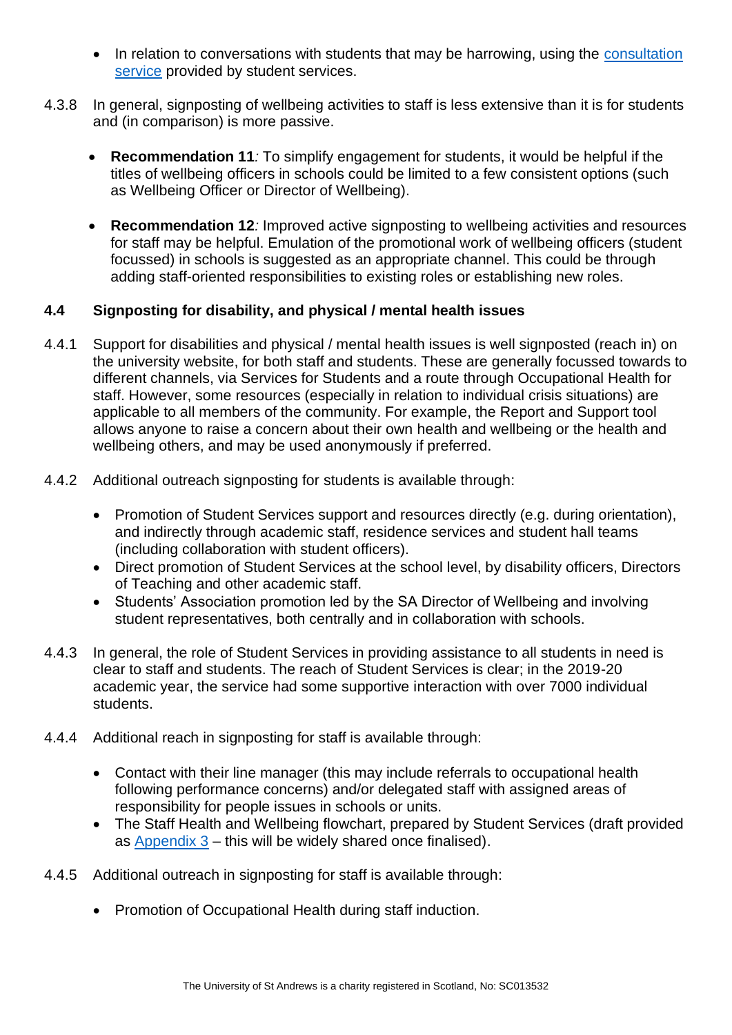- In relation to conversations with students that may be harrowing, using the consultation service provided by student services.

4.3.8 In general, signposting of wellbeing activities to staff is less extensive than it is for students and (in comparison) is more passive.

- **Recommendation 11***:* To simplify engagement for students, it would be helpful if the titles of wellbeing officers in schools could be limited to a few consistent options (such as Wellbeing Officer or Director of Wellbeing).

- **Recommendation 12***:* Improved active signposting to wellbeing activities and resources for staff may be helpful. Emulation of the promotional work of wellbeing officers (student focussed) in schools is suggested as an appropriate channel. This could be through adding staff-oriented responsibilities to existing roles or establishing new roles.

### 4.4 Signposting for disability, and physical / mental health issues

4.4.1 Support for disabilities and physical / mental health issues is well signposted (reach in) on the university website, for both staff and students. These are generally focussed towards to different channels, via Services for Students and a route through Occupational Health for staff. However, some resources (especially in relation to individual crisis situations) are applicable to all members of the community. For example, the Report and Support tool allows anyone to raise a concern about their own health and wellbeing or the health and wellbeing others, and may be used anonymously if preferred.

4.4.2 Additional outreach signposting for students is available through:

- Promotion of Student Services support and resources directly (e.g. during orientation), and indirectly through academic staff, residence services and student hall teams (including collaboration with student officers).
- Direct promotion of Student Services at the school level, by disability officers, Directors of Teaching and other academic staff.
- Students' Association promotion led by the SA Director of Wellbeing and involving student representatives, both centrally and in collaboration with schools.

4.4.3 In general, the role of Student Services in providing assistance to all students in need is clear to staff and students. The reach of Student Services is clear; in the 2019-20 academic year, the service had some supportive interaction with over 7000 individual students.

4.4.4 Additional reach in signposting for staff is available through:

- Contact with their line manager (this may include referrals to occupational health following performance concerns) and/or delegated staff with assigned areas of responsibility for people issues in schools or units.
- The Staff Health and Wellbeing flowchart, prepared by Student Services (draft provided as Appendix 3 – this will be widely shared once finalised).

4.4.5 Additional outreach in signposting for staff is available through:

- Promotion of Occupational Health during staff induction.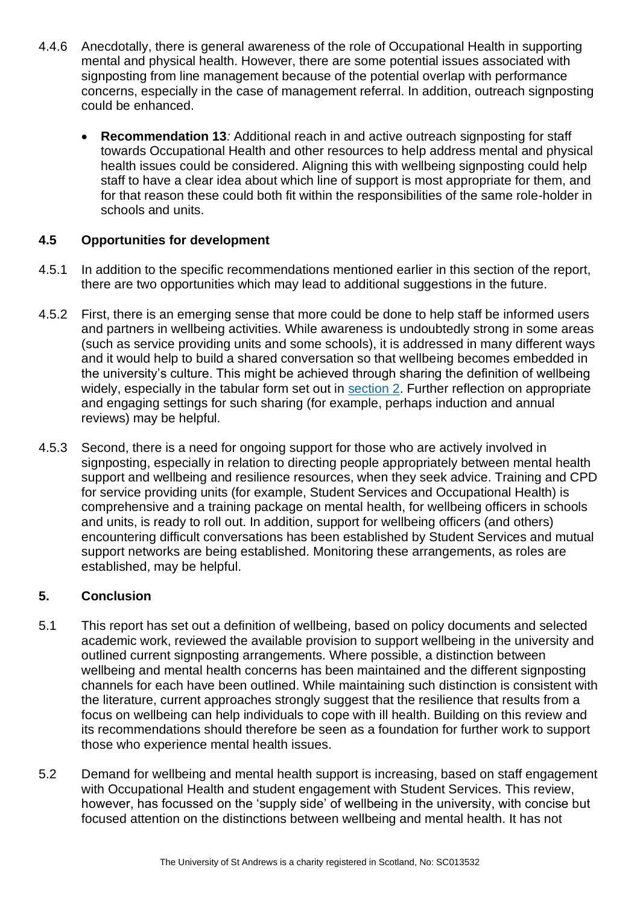4.4.6 Anecdotally, there is general awareness of the role of Occupational Health in supporting mental and physical health. However, there are some potential issues associated with signposting from line management because of the potential overlap with performance concerns, especially in the case of management referral. In addition, outreach signposting could be enhanced.

- **Recommendation 13***:* Additional reach in and active outreach signposting for staff towards Occupational Health and other resources to help address mental and physical health issues could be considered. Aligning this with wellbeing signposting could help staff to have a clear idea about which line of support is most appropriate for them, and for that reason these could both fit within the responsibilities of the same role-holder in schools and units.

### 4.5 Opportunities for development

4.5.1 In addition to the specific recommendations mentioned earlier in this section of the report, there are two opportunities which may lead to additional suggestions in the future.

4.5.2 First, there is an emerging sense that more could be done to help staff be informed users and partners in wellbeing activities. While awareness is undoubtedly strong in some areas (such as service providing units and some schools), it is addressed in many different ways and it would help to build a shared conversation so that wellbeing becomes embedded in the university's culture. This might be achieved through sharing the definition of wellbeing widely, especially in the tabular form set out in section 2. Further reflection on appropriate and engaging settings for such sharing (for example, perhaps induction and annual reviews) may be helpful.

4.5.3 Second, there is a need for ongoing support for those who are actively involved in signposting, especially in relation to directing people appropriately between mental health support and wellbeing and resilience resources, when they seek advice. Training and CPD for service providing units (for example, Student Services and Occupational Health) is comprehensive and a training package on mental health, for wellbeing officers in schools and units, is ready to roll out. In addition, support for wellbeing officers (and others) encountering difficult conversations has been established by Student Services and mutual support networks are being established. Monitoring these arrangements, as roles are established, may be helpful.

## 5. Conclusion

5.1 This report has set out a definition of wellbeing, based on policy documents and selected academic work, reviewed the available provision to support wellbeing in the university and outlined current signposting arrangements. Where possible, a distinction between wellbeing and mental health concerns has been maintained and the different signposting channels for each have been outlined. While maintaining such distinction is consistent with the literature, current approaches strongly suggest that the resilience that results from a focus on wellbeing can help individuals to cope with ill health. Building on this review and its recommendations should therefore be seen as a foundation for further work to support those who experience mental health issues.

5.2 Demand for wellbeing and mental health support is increasing, based on staff engagement with Occupational Health and student engagement with Student Services. This review, however, has focussed on the 'supply side' of wellbeing in the university, with concise but focused attention on the distinctions between wellbeing and mental health. It has not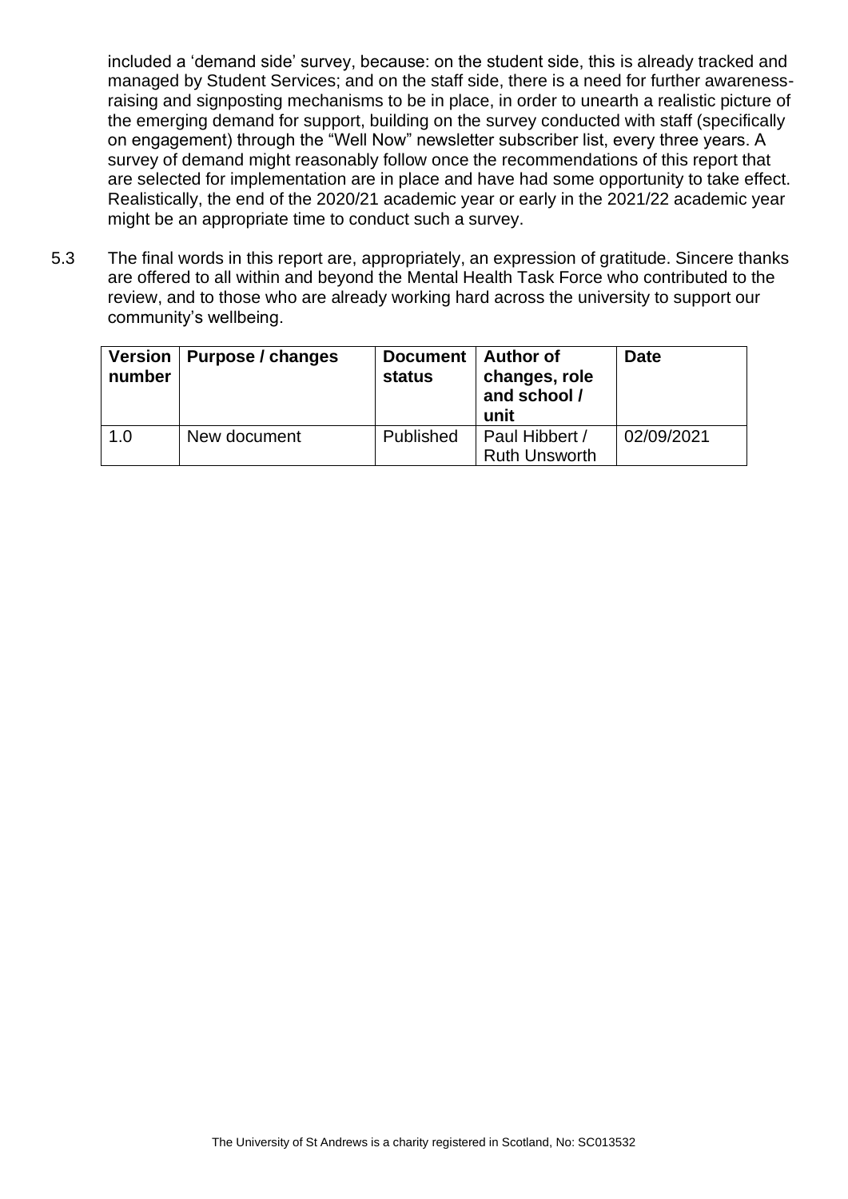included a 'demand side' survey, because: on the student side, this is already tracked and managed by Student Services; and on the staff side, there is a need for further awareness-raising and signposting mechanisms to be in place, in order to unearth a realistic picture of the emerging demand for support, building on the survey conducted with staff (specifically on engagement) through the "Well Now" newsletter subscriber list, every three years. A survey of demand might reasonably follow once the recommendations of this report that are selected for implementation are in place and have had some opportunity to take effect. Realistically, the end of the 2020/21 academic year or early in the 2021/22 academic year might be an appropriate time to conduct such a survey.

5.3 The final words in this report are, appropriately, an expression of gratitude. Sincere thanks are offered to all within and beyond the Mental Health Task Force who contributed to the review, and to those who are already working hard across the university to support our community's wellbeing.

| Version number | Purpose / changes | Document status | Author of changes, role and school / unit | Date |
|---|---|---|---|---|
| 1.0 | New document | Published | Paul Hibbert / Ruth Unsworth | 02/09/2021 |

The University of St Andrews is a charity registered in Scotland, No: SC013532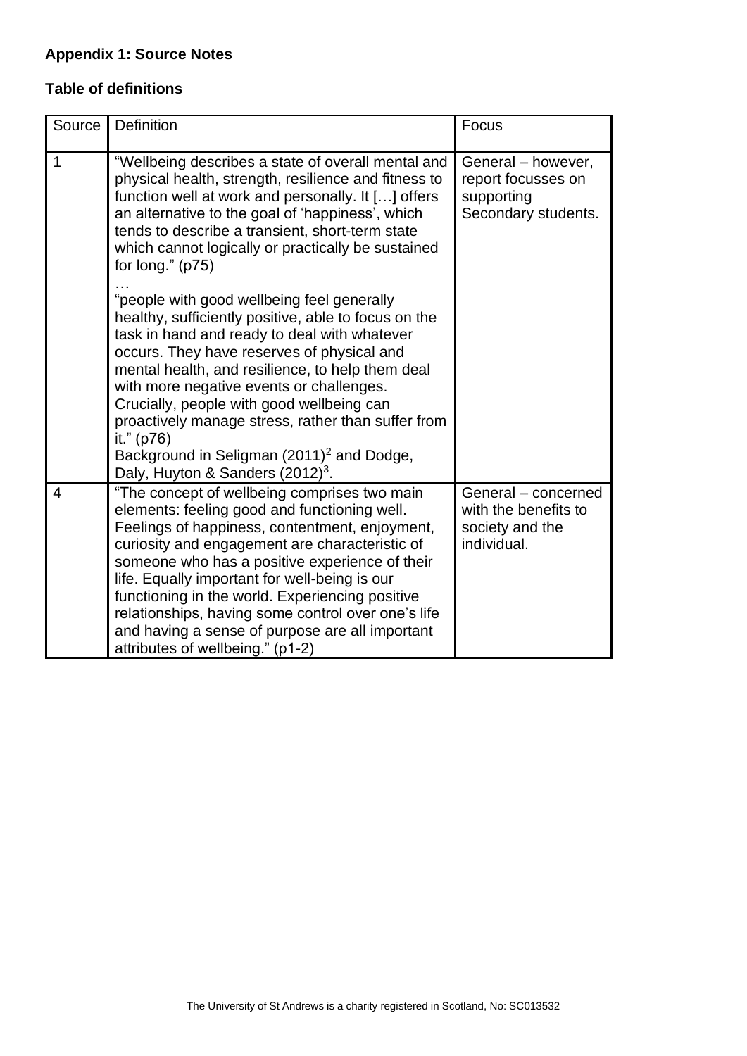**Appendix 1: Source Notes**

**Table of definitions**

| Source | Definition | Focus |
|---|---|---|
| 1 | "Wellbeing describes a state of overall mental and physical health, strength, resilience and fitness to function well at work and personally. It […] offers an alternative to the goal of 'happiness', which tends to describe a transient, short-term state which cannot logically or practically be sustained for long." (p75) … "people with good wellbeing feel generally healthy, sufficiently positive, able to focus on the task in hand and ready to deal with whatever occurs. They have reserves of physical and mental health, and resilience, to help them deal with more negative events or challenges. Crucially, people with good wellbeing can proactively manage stress, rather than suffer from it." (p76) Background in Seligman (2011)[2] and Dodge, Daly, Huyton & Sanders (2012)[3]. | General – however, report focusses on supporting Secondary students. |
| 4 | "The concept of wellbeing comprises two main elements: feeling good and functioning well. Feelings of happiness, contentment, enjoyment, curiosity and engagement are characteristic of someone who has a positive experience of their life. Equally important for well-being is our functioning in the world. Experiencing positive relationships, having some control over one's life and having a sense of purpose are all important attributes of wellbeing." (p1-2) | General – concerned with the benefits to society and the individual. |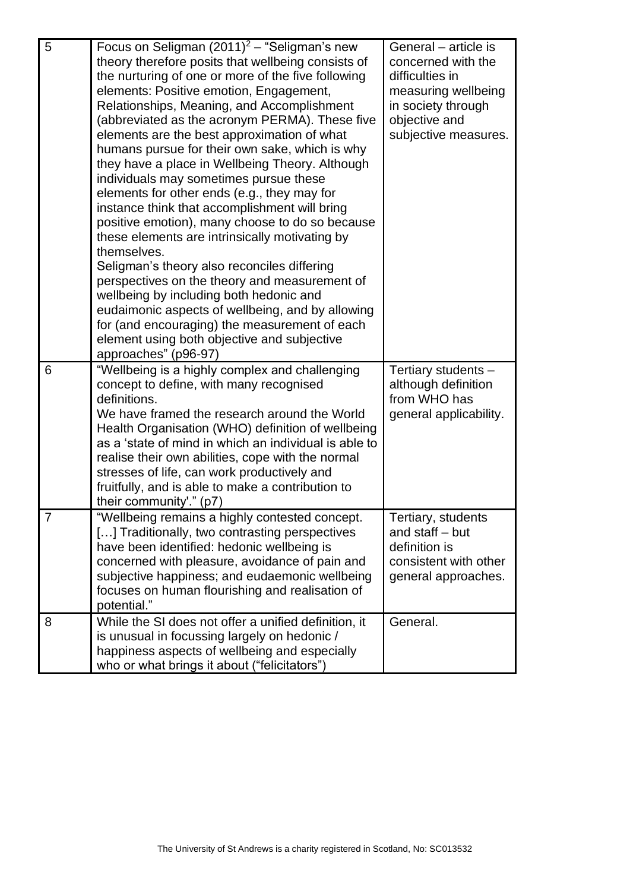| 5 | Focus on Seligman (2011)[2] – "Seligman's new theory therefore posits that wellbeing consists of the nurturing of one or more of the five following elements: Positive emotion, Engagement, Relationships, Meaning, and Accomplishment (abbreviated as the acronym PERMA). These five elements are the best approximation of what humans pursue for their own sake, which is why they have a place in Wellbeing Theory. Although individuals may sometimes pursue these elements for other ends (e.g., they may for instance think that accomplishment will bring positive emotion), many choose to do so because these elements are intrinsically motivating by themselves.<br>Seligman's theory also reconciles differing perspectives on the theory and measurement of wellbeing by including both hedonic and eudaimonic aspects of wellbeing, and by allowing for (and encouraging) the measurement of each element using both objective and subjective approaches" (p96-97) | General – article is concerned with the difficulties in measuring wellbeing in society through objective and subjective measures. |
|---|---|---|
| 6 | "Wellbeing is a highly complex and challenging concept to define, with many recognised definitions.<br>We have framed the research around the World Health Organisation (WHO) definition of wellbeing as a 'state of mind in which an individual is able to realise their own abilities, cope with the normal stresses of life, can work productively and fruitfully, and is able to make a contribution to their community'." (p7) | Tertiary students – although definition from WHO has general applicability. |
| 7 | "Wellbeing remains a highly contested concept. […] Traditionally, two contrasting perspectives have been identified: hedonic wellbeing is concerned with pleasure, avoidance of pain and subjective happiness; and eudaemonic wellbeing focuses on human flourishing and realisation of potential." | Tertiary, students and staff – but definition is consistent with other general approaches. |
| 8 | While the SI does not offer a unified definition, it is unusual in focussing largely on hedonic / happiness aspects of wellbeing and especially who or what brings it about ("felicitators") | General. |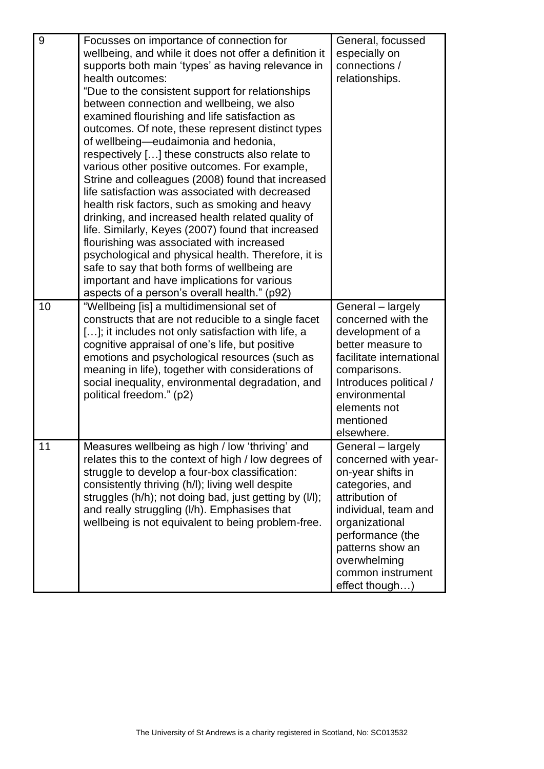| 9 | Focusses on importance of connection for wellbeing, and while it does not offer a definition it supports both main 'types' as having relevance in health outcomes:<br>"Due to the consistent support for relationships between connection and wellbeing, we also examined flourishing and life satisfaction as outcomes. Of note, these represent distinct types of wellbeing—eudaimonia and hedonia, respectively […] these constructs also relate to various other positive outcomes. For example, Strine and colleagues (2008) found that increased life satisfaction was associated with decreased health risk factors, such as smoking and heavy drinking, and increased health related quality of life. Similarly, Keyes (2007) found that increased flourishing was associated with increased psychological and physical health. Therefore, it is safe to say that both forms of wellbeing are important and have implications for various aspects of a person's overall health." (p92) | General, focussed especially on connections / relationships. |
|---|---|---|
| 10 | "Wellbeing [is] a multidimensional set of constructs that are not reducible to a single facet […]; it includes not only satisfaction with life, a cognitive appraisal of one's life, but positive emotions and psychological resources (such as meaning in life), together with considerations of social inequality, environmental degradation, and political freedom." (p2) | General – largely concerned with the development of a better measure to facilitate international comparisons. Introduces political / environmental elements not mentioned elsewhere. |
| 11 | Measures wellbeing as high / low 'thriving' and relates this to the context of high / low degrees of struggle to develop a four-box classification: consistently thriving (h/l); living well despite struggles (h/h); not doing bad, just getting by (l/l); and really struggling (l/h). Emphasises that wellbeing is not equivalent to being problem-free. | General – largely concerned with year-on-year shifts in categories, and attribution of individual, team and organizational performance (the patterns show an overwhelming common instrument effect though…) |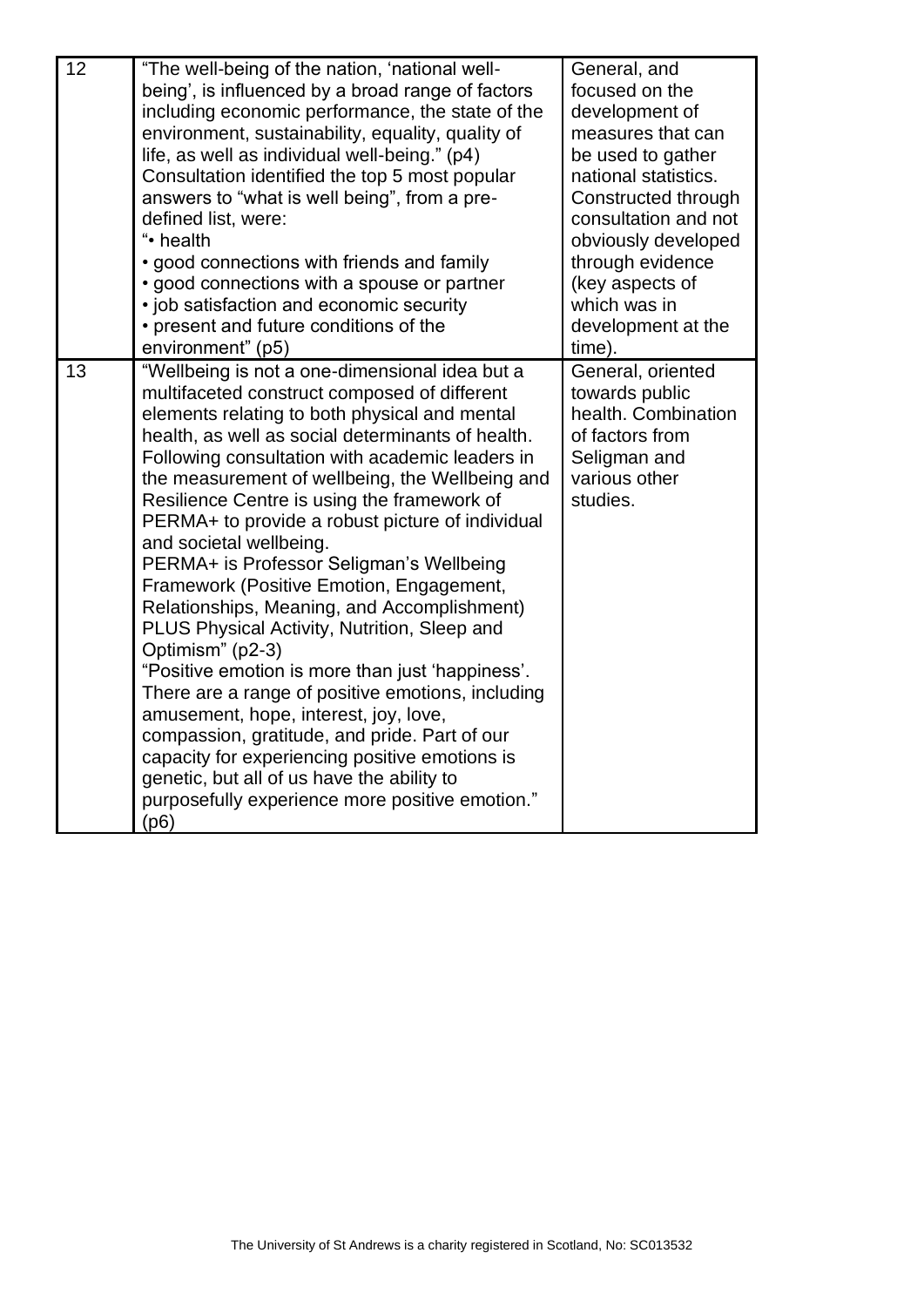| | | |
|---|---|---|
| 12 | "The well-being of the nation, 'national well-being', is influenced by a broad range of factors including economic performance, the state of the environment, sustainability, equality, quality of life, as well as individual well-being." (p4)<br>Consultation identified the top 5 most popular answers to "what is well being", from a pre-defined list, were:<br>"• health<br>• good connections with friends and family<br>• good connections with a spouse or partner<br>• job satisfaction and economic security<br>• present and future conditions of the environment" (p5) | General, and focused on the development of measures that can be used to gather national statistics. Constructed through consultation and not obviously developed through evidence (key aspects of which was in development at the time). |
| 13 | "Wellbeing is not a one-dimensional idea but a multifaceted construct composed of different elements relating to both physical and mental health, as well as social determinants of health. Following consultation with academic leaders in the measurement of wellbeing, the Wellbeing and Resilience Centre is using the framework of PERMA+ to provide a robust picture of individual and societal wellbeing.<br>PERMA+ is Professor Seligman's Wellbeing Framework (Positive Emotion, Engagement, Relationships, Meaning, and Accomplishment) PLUS Physical Activity, Nutrition, Sleep and Optimism" (p2-3)<br>"Positive emotion is more than just 'happiness'. There are a range of positive emotions, including amusement, hope, interest, joy, love, compassion, gratitude, and pride. Part of our capacity for experiencing positive emotions is genetic, but all of us have the ability to purposefully experience more positive emotion." (p6) | General, oriented towards public health. Combination of factors from Seligman and various other studies. |

The University of St Andrews is a charity registered in Scotland, No: SC013532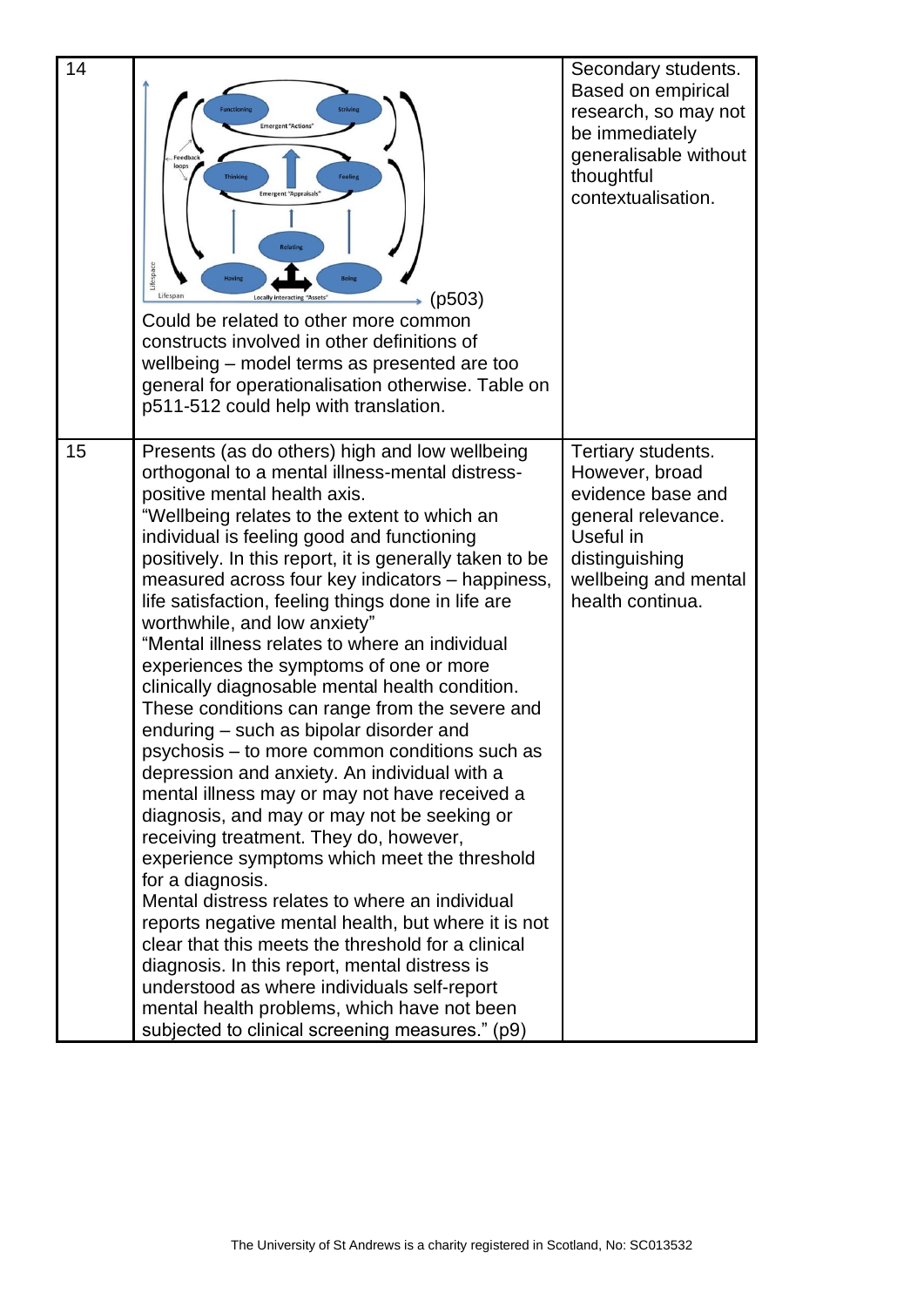| 14 | (p503) Could be related to other more common constructs involved in other definitions of wellbeing – model terms as presented are too general for operationalisation otherwise. Table on p511-512 could help with translation. | Secondary students. Based on empirical research, so may not be immediately generalisable without thoughtful contextualisation. |
|---|---|---|
| 15 | Presents (as do others) high and low wellbeing orthogonal to a mental illness-mental distress-positive mental health axis.<br>"Wellbeing relates to the extent to which an individual is feeling good and functioning positively. In this report, it is generally taken to be measured across four key indicators – happiness, life satisfaction, feeling things done in life are worthwhile, and low anxiety"<br>"Mental illness relates to where an individual experiences the symptoms of one or more clinically diagnosable mental health condition. These conditions can range from the severe and enduring – such as bipolar disorder and psychosis – to more common conditions such as depression and anxiety. An individual with a mental illness may or may not have received a diagnosis, and may or may not be seeking or receiving treatment. They do, however, experience symptoms which meet the threshold for a diagnosis.<br>Mental distress relates to where an individual reports negative mental health, but where it is not clear that this meets the threshold for a clinical diagnosis. In this report, mental distress is understood as where individuals self-report mental health problems, which have not been subjected to clinical screening measures." (p9) | Tertiary students. However, broad evidence base and general relevance. Useful in distinguishing wellbeing and mental health continua. |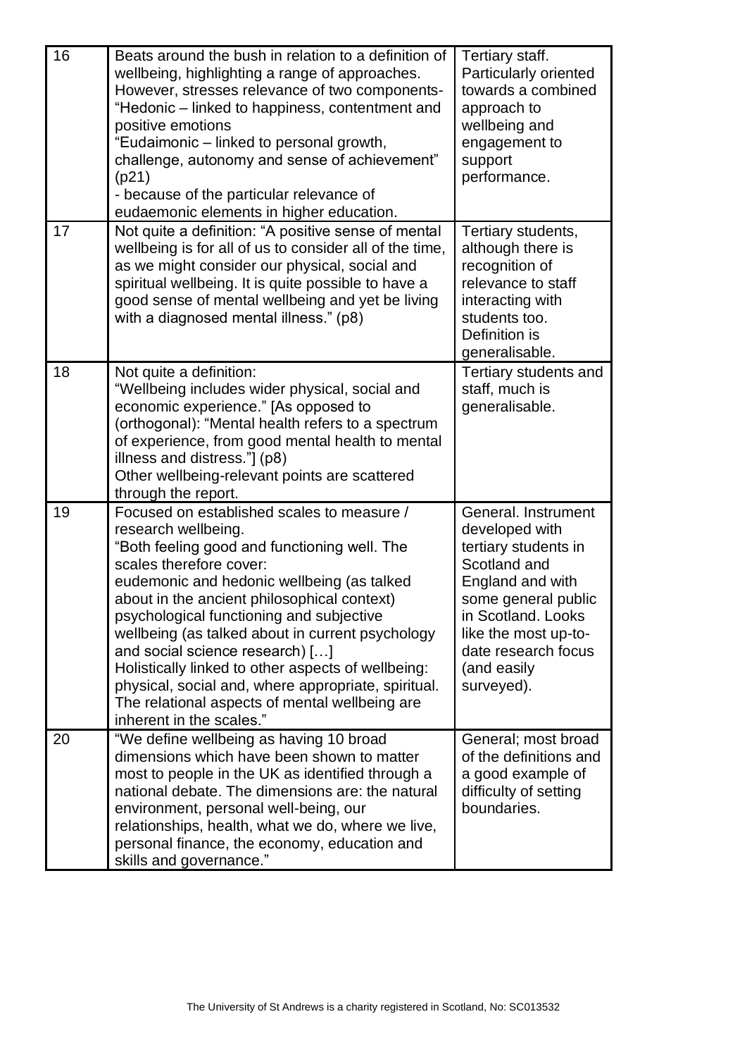| | | |
|---|---|---|
| 16 | Beats around the bush in relation to a definition of wellbeing, highlighting a range of approaches. However, stresses relevance of two components- "Hedonic – linked to happiness, contentment and positive emotions<br>"Eudaimonic – linked to personal growth, challenge, autonomy and sense of achievement" (p21)<br>- because of the particular relevance of eudaemonic elements in higher education. | Tertiary staff. Particularly oriented towards a combined approach to wellbeing and engagement to support performance. |
| 17 | Not quite a definition: "A positive sense of mental wellbeing is for all of us to consider all of the time, as we might consider our physical, social and spiritual wellbeing. It is quite possible to have a good sense of mental wellbeing and yet be living with a diagnosed mental illness." (p8) | Tertiary students, although there is recognition of relevance to staff interacting with students too. Definition is generalisable. |
| 18 | Not quite a definition:<br>"Wellbeing includes wider physical, social and economic experience." [As opposed to (orthogonal): "Mental health refers to a spectrum of experience, from good mental health to mental illness and distress."] (p8)<br>Other wellbeing-relevant points are scattered through the report. | Tertiary students and staff, much is generalisable. |
| 19 | Focused on established scales to measure / research wellbeing.<br>"Both feeling good and functioning well. The scales therefore cover:<br>eudemonic and hedonic wellbeing (as talked about in the ancient philosophical context)<br>psychological functioning and subjective wellbeing (as talked about in current psychology and social science research) […]<br>Holistically linked to other aspects of wellbeing: physical, social and, where appropriate, spiritual. The relational aspects of mental wellbeing are inherent in the scales." | General. Instrument developed with tertiary students in Scotland and England and with some general public in Scotland. Looks like the most up-to-date research focus (and easily surveyed). |
| 20 | "We define wellbeing as having 10 broad dimensions which have been shown to matter most to people in the UK as identified through a national debate. The dimensions are: the natural environment, personal well-being, our relationships, health, what we do, where we live, personal finance, the economy, education and skills and governance." | General; most broad of the definitions and a good example of difficulty of setting boundaries. |

The University of St Andrews is a charity registered in Scotland, No: SC013532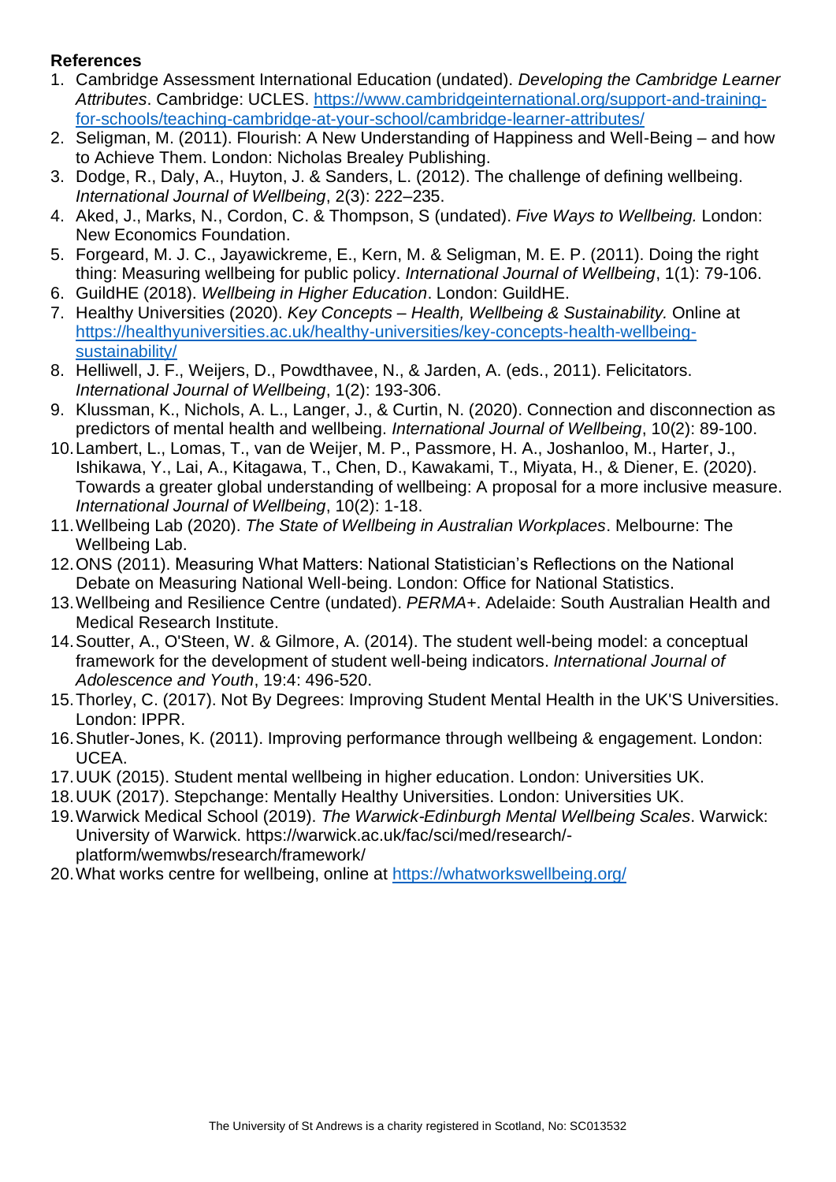**References**

1. Cambridge Assessment International Education (undated). *Developing the Cambridge Learner Attributes*. Cambridge: UCLES. [https://www.cambridgeinternational.org/support-and-training-for-schools/teaching-cambridge-at-your-school/cambridge-learner-attributes/](https://www.cambridgeinternational.org/support-and-training-for-schools/teaching-cambridge-at-your-school/cambridge-learner-attributes/)
2. Seligman, M. (2011). Flourish: A New Understanding of Happiness and Well-Being – and how to Achieve Them. London: Nicholas Brealey Publishing.
3. Dodge, R., Daly, A., Huyton, J. & Sanders, L. (2012). The challenge of defining wellbeing. *International Journal of Wellbeing*, 2(3): 222–235.
4. Aked, J., Marks, N., Cordon, C. & Thompson, S (undated). *Five Ways to Wellbeing.* London: New Economics Foundation.
5. Forgeard, M. J. C., Jayawickreme, E., Kern, M. & Seligman, M. E. P. (2011). Doing the right thing: Measuring wellbeing for public policy. *International Journal of Wellbeing*, 1(1): 79-106.
6. GuildHE (2018). *Wellbeing in Higher Education*. London: GuildHE.
7. Healthy Universities (2020). *Key Concepts – Health, Wellbeing & Sustainability.* Online at [https://healthyuniversities.ac.uk/healthy-universities/key-concepts-health-wellbeing-sustainability/](https://healthyuniversities.ac.uk/healthy-universities/key-concepts-health-wellbeing-sustainability/)
8. Helliwell, J. F., Weijers, D., Powdthavee, N., & Jarden, A. (eds., 2011). Felicitators. *International Journal of Wellbeing*, 1(2): 193-306.
9. Klussman, K., Nichols, A. L., Langer, J., & Curtin, N. (2020). Connection and disconnection as predictors of mental health and wellbeing. *International Journal of Wellbeing*, 10(2): 89-100.
10. Lambert, L., Lomas, T., van de Weijer, M. P., Passmore, H. A., Joshanloo, M., Harter, J., Ishikawa, Y., Lai, A., Kitagawa, T., Chen, D., Kawakami, T., Miyata, H., & Diener, E. (2020). Towards a greater global understanding of wellbeing: A proposal for a more inclusive measure. *International Journal of Wellbeing*, 10(2): 1-18.
11. Wellbeing Lab (2020). *The State of Wellbeing in Australian Workplaces*. Melbourne: The Wellbeing Lab.
12. ONS (2011). Measuring What Matters: National Statistician's Reflections on the National Debate on Measuring National Well-being. London: Office for National Statistics.
13. Wellbeing and Resilience Centre (undated). *PERMA+*. Adelaide: South Australian Health and Medical Research Institute.
14. Soutter, A., O'Steen, W. & Gilmore, A. (2014). The student well-being model: a conceptual framework for the development of student well-being indicators. *International Journal of Adolescence and Youth*, 19:4: 496-520.
15. Thorley, C. (2017). Not By Degrees: Improving Student Mental Health in the UK'S Universities. London: IPPR.
16. Shutler-Jones, K. (2011). Improving performance through wellbeing & engagement. London: UCEA.
17. UUK (2015). Student mental wellbeing in higher education. London: Universities UK.
18. UUK (2017). Stepchange: Mentally Healthy Universities. London: Universities UK.
19. Warwick Medical School (2019). *The Warwick-Edinburgh Mental Wellbeing Scales*. Warwick: University of Warwick. https://warwick.ac.uk/fac/sci/med/research/-platform/wemwbs/research/framework/
20. What works centre for wellbeing, online at [https://whatworkswellbeing.org/](https://whatworkswellbeing.org/)

The University of St Andrews is a charity registered in Scotland, No: SC013532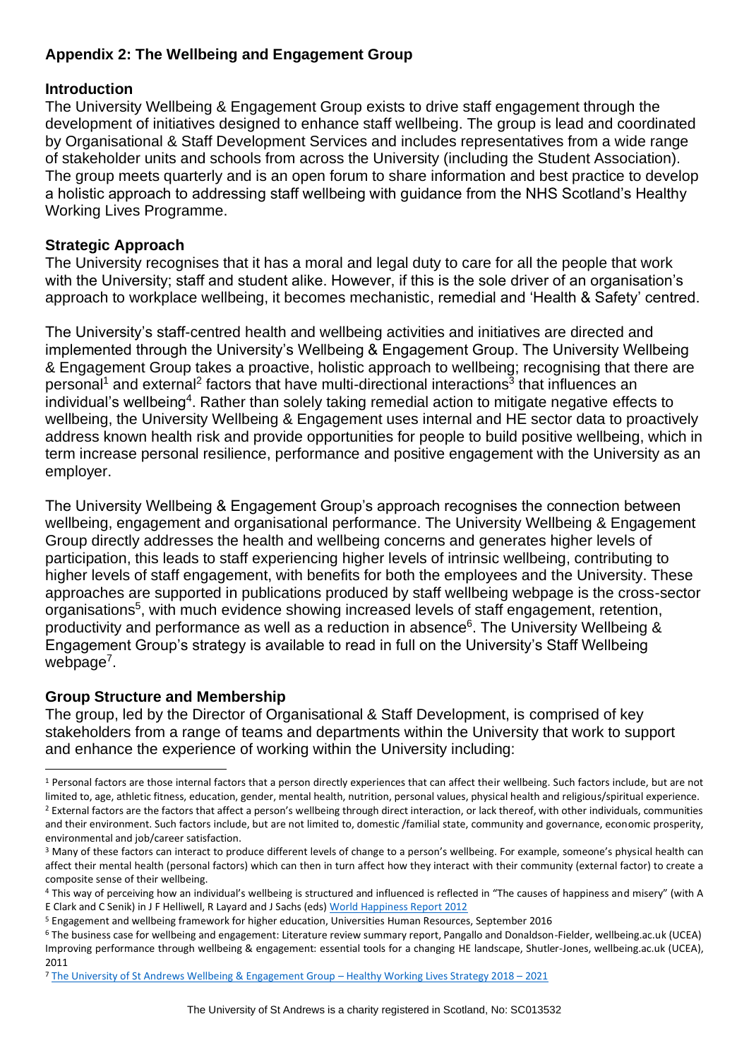## Appendix 2: The Wellbeing and Engagement Group

### Introduction

The University Wellbeing & Engagement Group exists to drive staff engagement through the development of initiatives designed to enhance staff wellbeing. The group is lead and coordinated by Organisational & Staff Development Services and includes representatives from a wide range of stakeholder units and schools from across the University (including the Student Association). The group meets quarterly and is an open forum to share information and best practice to develop a holistic approach to addressing staff wellbeing with guidance from the NHS Scotland's Healthy Working Lives Programme.

### Strategic Approach

The University recognises that it has a moral and legal duty to care for all the people that work with the University; staff and student alike. However, if this is the sole driver of an organisation's approach to workplace wellbeing, it becomes mechanistic, remedial and 'Health & Safety' centred.

The University's staff-centred health and wellbeing activities and initiatives are directed and implemented through the University's Wellbeing & Engagement Group. The University Wellbeing & Engagement Group takes a proactive, holistic approach to wellbeing; recognising that there are personal[1] and external[2] factors that have multi-directional interactions[3] that influences an individual's wellbeing[4]. Rather than solely taking remedial action to mitigate negative effects to wellbeing, the University Wellbeing & Engagement uses internal and HE sector data to proactively address known health risk and provide opportunities for people to build positive wellbeing, which in term increase personal resilience, performance and positive engagement with the University as an employer.

The University Wellbeing & Engagement Group's approach recognises the connection between wellbeing, engagement and organisational performance. The University Wellbeing & Engagement Group directly addresses the health and wellbeing concerns and generates higher levels of participation, this leads to staff experiencing higher levels of intrinsic wellbeing, contributing to higher levels of staff engagement, with benefits for both the employees and the University. These approaches are supported in publications produced by staff wellbeing webpage is the cross-sector organisations[5], with much evidence showing increased levels of staff engagement, retention, productivity and performance as well as a reduction in absence[6]. The University Wellbeing & Engagement Group's strategy is available to read in full on the University's Staff Wellbeing webpage[7].

### Group Structure and Membership

The group, led by the Director of Organisational & Staff Development, is comprised of key stakeholders from a range of teams and departments within the University that work to support and enhance the experience of working within the University including:

---

[1] Personal factors are those internal factors that a person directly experiences that can affect their wellbeing. Such factors include, but are not limited to, age, athletic fitness, education, gender, mental health, nutrition, personal values, physical health and religious/spiritual experience.

[2] External factors are the factors that affect a person's wellbeing through direct interaction, or lack thereof, with other individuals, communities and their environment. Such factors include, but are not limited to, domestic /familial state, community and governance, economic prosperity, environmental and job/career satisfaction.

[3] Many of these factors can interact to produce different levels of change to a person's wellbeing. For example, someone's physical health can affect their mental health (personal factors) which can then in turn affect how they interact with their community (external factor) to create a composite sense of their wellbeing.

[4] This way of perceiving how an individual's wellbeing is structured and influenced is reflected in "The causes of happiness and misery" (with A E Clark and C Senik) in J F Helliwell, R Layard and J Sachs (eds) World Happiness Report 2012

[5] Engagement and wellbeing framework for higher education, Universities Human Resources, September 2016

[6] The business case for wellbeing and engagement: Literature review summary report, Pangallo and Donaldson-Fielder, wellbeing.ac.uk (UCEA) Improving performance through wellbeing & engagement: essential tools for a changing HE landscape, Shutler-Jones, wellbeing.ac.uk (UCEA), 2011

[7] The University of St Andrews Wellbeing & Engagement Group – Healthy Working Lives Strategy 2018 – 2021

The University of St Andrews is a charity registered in Scotland, No: SC013532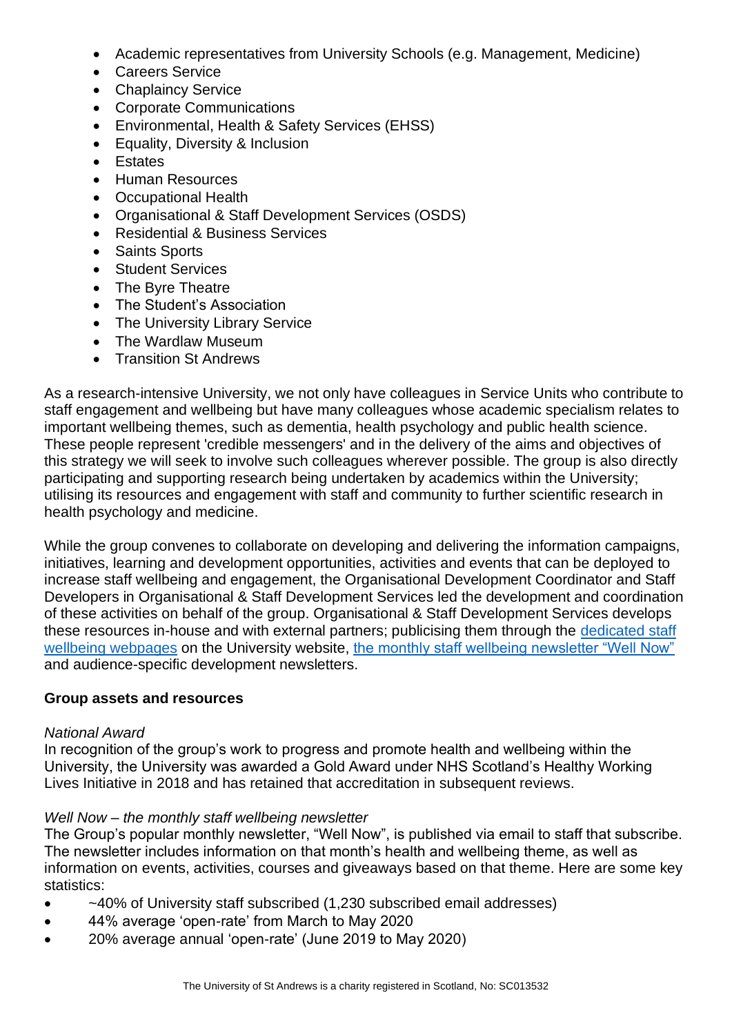- Academic representatives from University Schools (e.g. Management, Medicine)
- Careers Service
- Chaplaincy Service
- Corporate Communications
- Environmental, Health & Safety Services (EHSS)
- Equality, Diversity & Inclusion
- Estates
- Human Resources
- Occupational Health
- Organisational & Staff Development Services (OSDS)
- Residential & Business Services
- Saints Sports
- Student Services
- The Byre Theatre
- The Student's Association
- The University Library Service
- The Wardlaw Museum
- Transition St Andrews

As a research-intensive University, we not only have colleagues in Service Units who contribute to staff engagement and wellbeing but have many colleagues whose academic specialism relates to important wellbeing themes, such as dementia, health psychology and public health science. These people represent 'credible messengers' and in the delivery of the aims and objectives of this strategy we will seek to involve such colleagues wherever possible. The group is also directly participating and supporting research being undertaken by academics within the University; utilising its resources and engagement with staff and community to further scientific research in health psychology and medicine.

While the group convenes to collaborate on developing and delivering the information campaigns, initiatives, learning and development opportunities, activities and events that can be deployed to increase staff wellbeing and engagement, the Organisational Development Coordinator and Staff Developers in Organisational & Staff Development Services led the development and coordination of these activities on behalf of the group. Organisational & Staff Development Services develops these resources in-house and with external partners; publicising them through the dedicated staff wellbeing webpages on the University website, the monthly staff wellbeing newsletter "Well Now" and audience-specific development newsletters.

**Group assets and resources**

*National Award*
In recognition of the group's work to progress and promote health and wellbeing within the University, the University was awarded a Gold Award under NHS Scotland's Healthy Working Lives Initiative in 2018 and has retained that accreditation in subsequent reviews.

*Well Now – the monthly staff wellbeing newsletter*
The Group's popular monthly newsletter, "Well Now", is published via email to staff that subscribe. The newsletter includes information on that month's health and wellbeing theme, as well as information on events, activities, courses and giveaways based on that theme. Here are some key statistics:

- ~40% of University staff subscribed (1,230 subscribed email addresses)
- 44% average 'open-rate' from March to May 2020
- 20% average annual 'open-rate' (June 2019 to May 2020)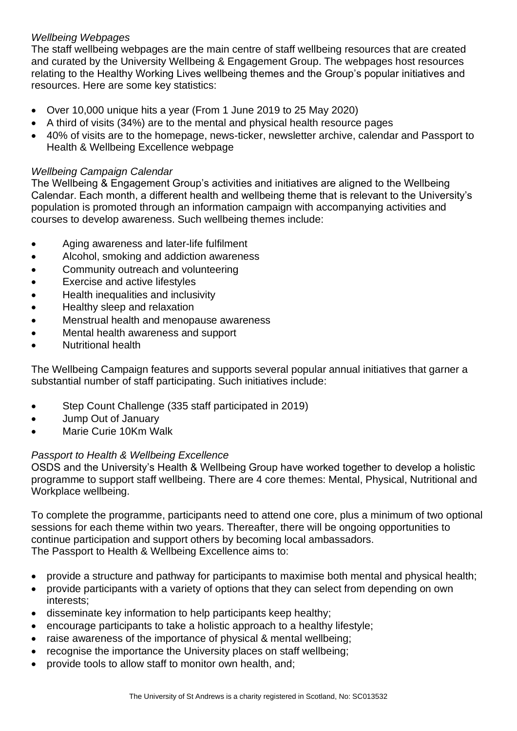*Wellbeing Webpages*

The staff wellbeing webpages are the main centre of staff wellbeing resources that are created and curated by the University Wellbeing & Engagement Group. The webpages host resources relating to the Healthy Working Lives wellbeing themes and the Group's popular initiatives and resources. Here are some key statistics:

- Over 10,000 unique hits a year (From 1 June 2019 to 25 May 2020)
- A third of visits (34%) are to the mental and physical health resource pages
- 40% of visits are to the homepage, news-ticker, newsletter archive, calendar and Passport to Health & Wellbeing Excellence webpage

*Wellbeing Campaign Calendar*

The Wellbeing & Engagement Group's activities and initiatives are aligned to the Wellbeing Calendar. Each month, a different health and wellbeing theme that is relevant to the University's population is promoted through an information campaign with accompanying activities and courses to develop awareness. Such wellbeing themes include:

- Aging awareness and later-life fulfilment
- Alcohol, smoking and addiction awareness
- Community outreach and volunteering
- Exercise and active lifestyles
- Health inequalities and inclusivity
- Healthy sleep and relaxation
- Menstrual health and menopause awareness
- Mental health awareness and support
- Nutritional health

The Wellbeing Campaign features and supports several popular annual initiatives that garner a substantial number of staff participating. Such initiatives include:

- Step Count Challenge (335 staff participated in 2019)
- Jump Out of January
- Marie Curie 10Km Walk

*Passport to Health & Wellbeing Excellence*

OSDS and the University's Health & Wellbeing Group have worked together to develop a holistic programme to support staff wellbeing. There are 4 core themes: Mental, Physical, Nutritional and Workplace wellbeing.

To complete the programme, participants need to attend one core, plus a minimum of two optional sessions for each theme within two years. Thereafter, there will be ongoing opportunities to continue participation and support others by becoming local ambassadors.
The Passport to Health & Wellbeing Excellence aims to:

- provide a structure and pathway for participants to maximise both mental and physical health;
- provide participants with a variety of options that they can select from depending on own interests;
- disseminate key information to help participants keep healthy;
- encourage participants to take a holistic approach to a healthy lifestyle;
- raise awareness of the importance of physical & mental wellbeing;
- recognise the importance the University places on staff wellbeing;
- provide tools to allow staff to monitor own health, and;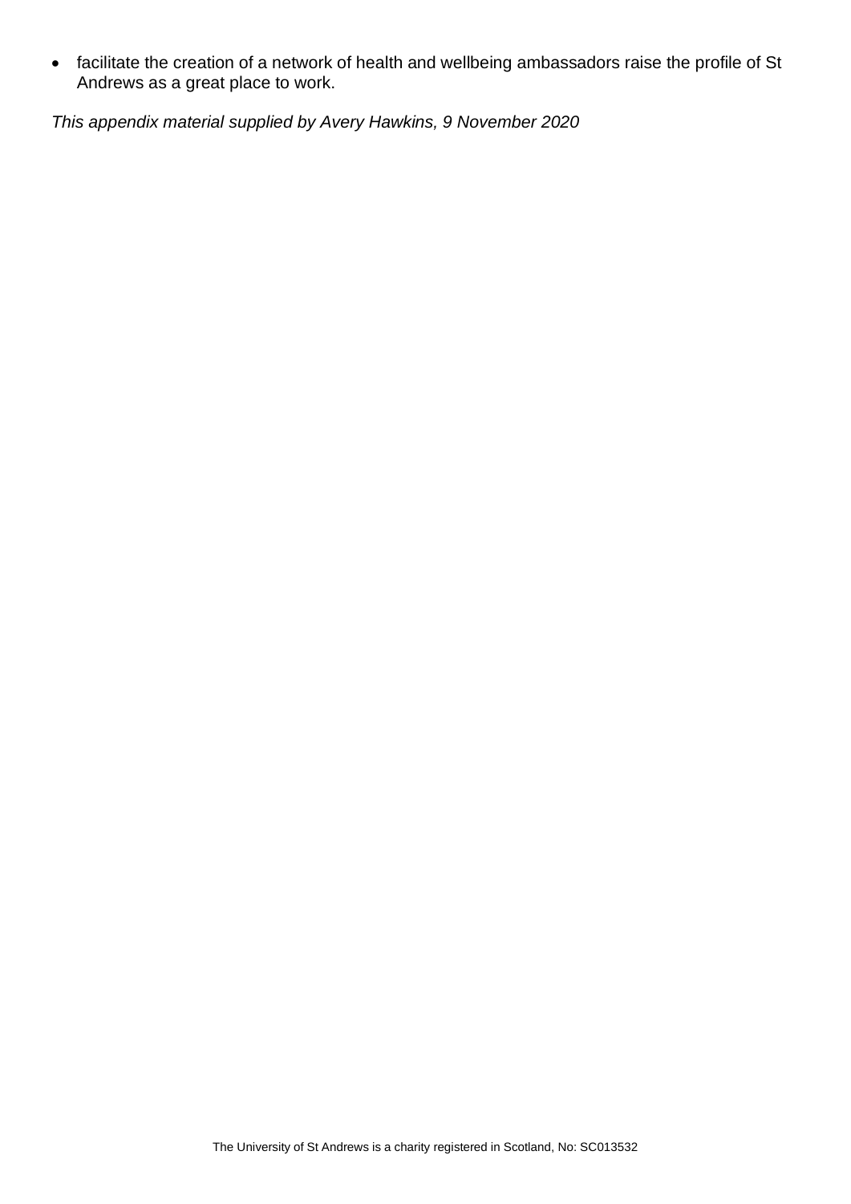- facilitate the creation of a network of health and wellbeing ambassadors raise the profile of St Andrews as a great place to work.

*This appendix material supplied by Avery Hawkins, 9 November 2020*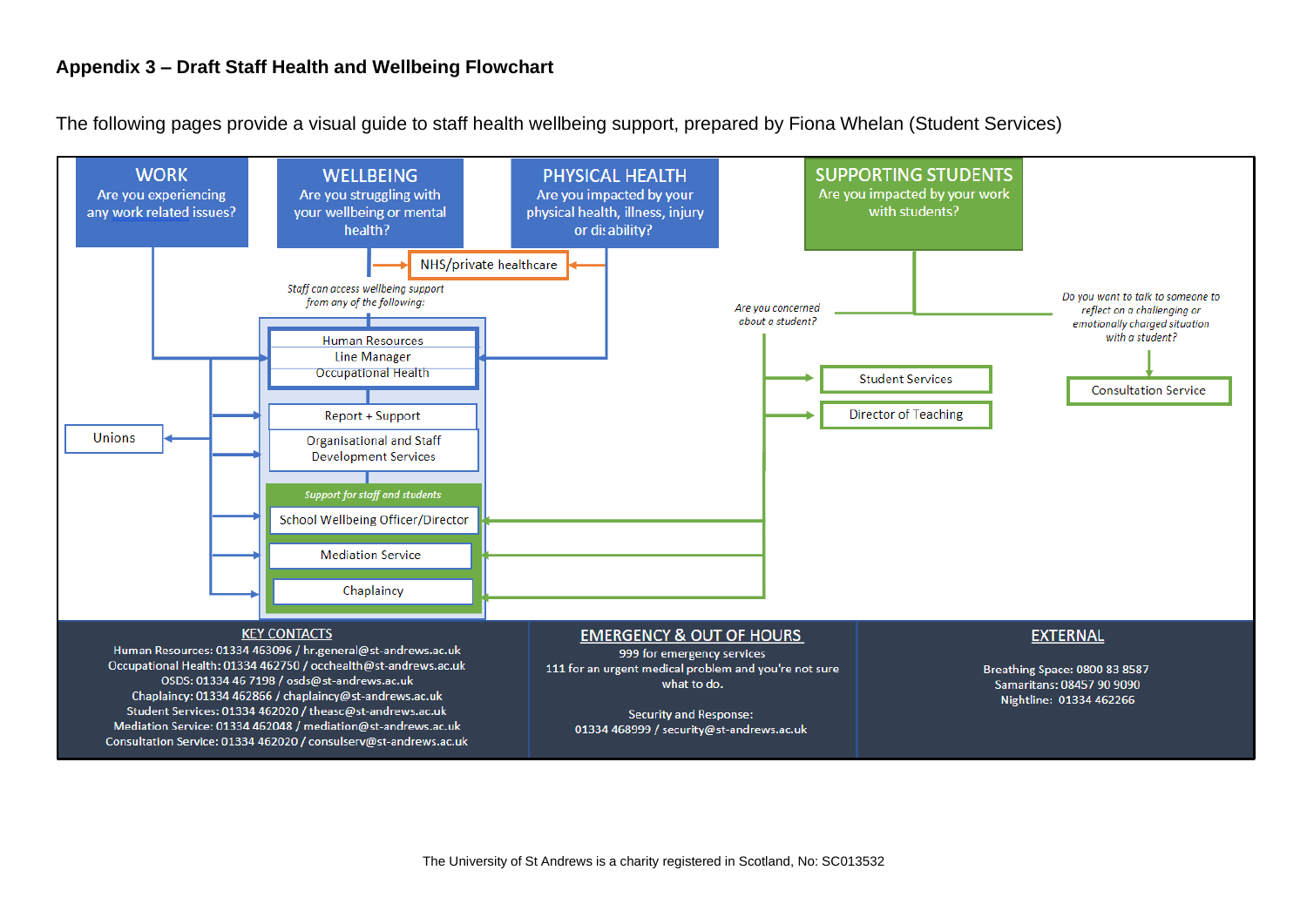## Appendix 3 – Draft Staff Health and Wellbeing Flowchart

The following pages provide a visual guide to staff health wellbeing support, prepared by Fiona Whelan (Student Services)

**WORK**
Are you experiencing any work related issues?

**WELLBEING**
Are you struggling with your wellbeing or mental health?

**PHYSICAL HEALTH**
Are you impacted by your physical health, illness, injury or disability?

**SUPPORTING STUDENTS**
Are you impacted by your work with students?

NHS/private healthcare

*Staff can access wellbeing support from any of the following:*

Human Resources
Line Manager
Occupational Health

Report + Support

Organisational and Staff Development Services

*Support for staff and students*

School Wellbeing Officer/Director

Mediation Service

Chaplaincy

Unions

*Are you concerned about a student?*

Student Services

Director of Teaching

*Do you want to talk to someone to reflect on a challenging or emotionally charged situation with a student?*

Consultation Service

**KEY CONTACTS**

Human Resources: 01334 463096 / hr.general@st-andrews.ac.uk
Occupational Health: 01334 462750 / occhealth@st-andrews.ac.uk
OSDS: 01334 46 7198 / osds@st-andrews.ac.uk
Chaplaincy: 01334 462866 / chaplaincy@st-andrews.ac.uk
Student Services: 01334 462020 / theasc@st-andrews.ac.uk
Mediation Service: 01334 462048 / mediation@st-andrews.ac.uk
Consultation Service: 01334 462020 / consulserv@st-andrews.ac.uk

**EMERGENCY & OUT OF HOURS**

999 for emergency services
111 for an urgent medical problem and you're not sure what to do.

Security and Response:
01334 468999 / security@st-andrews.ac.uk

**EXTERNAL**

Breathing Space: 0800 83 8587
Samaritans: 08457 90 9090
Nightline: 01334 462266

The University of St Andrews is a charity registered in Scotland, No: SC013532